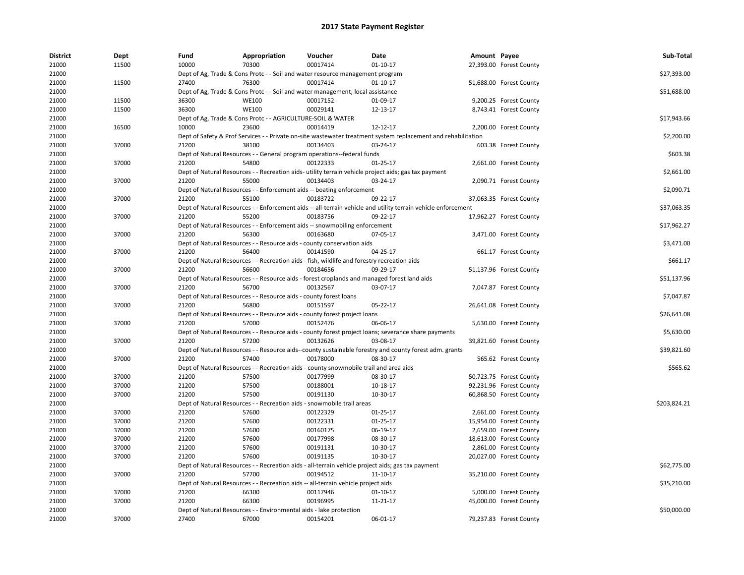# 2017 State Payment Register

| District | Dept | Fund | Appropriation | Voucher | Date | Amount | Payee | Sub-Total |
|---|---|---|---|---|---|---|---|---|
| 21000 | 11500 | 10000 | 70300 | 00017414 | 01-10-17 | 27,393.00 | Forest County | |
| 21000 | | Dept of Ag, Trade & Cons Protc - - Soil and water resource management program | | | | | | $27,393.00 |
| 21000 | 11500 | 27400 | 76300 | 00017414 | 01-10-17 | 51,688.00 | Forest County | |
| 21000 | | Dept of Ag, Trade & Cons Protc - - Soil and water management; local assistance | | | | | | $51,688.00 |
| 21000 | 11500 | 36300 | WE100 | 00017152 | 01-09-17 | 9,200.25 | Forest County | |
| 21000 | 11500 | 36300 | WE100 | 00029141 | 12-13-17 | 8,743.41 | Forest County | |
| 21000 | | Dept of Ag, Trade & Cons Protc - - AGRICULTURE-SOIL & WATER | | | | | | $17,943.66 |
| 21000 | 16500 | 10000 | 23600 | 00014419 | 12-12-17 | 2,200.00 | Forest County | |
| 21000 | | Dept of Safety & Prof Services - - Private on-site wastewater treatment system replacement and rehabilitation | | | | | | $2,200.00 |
| 21000 | 37000 | 21200 | 38100 | 00134403 | 03-24-17 | 603.38 | Forest County | |
| 21000 | | Dept of Natural Resources - - General program operations--federal funds | | | | | | $603.38 |
| 21000 | 37000 | 21200 | 54800 | 00122333 | 01-25-17 | 2,661.00 | Forest County | |
| 21000 | | Dept of Natural Resources - - Recreation aids- utility terrain vehicle project aids; gas tax payment | | | | | | $2,661.00 |
| 21000 | 37000 | 21200 | 55000 | 00134403 | 03-24-17 | 2,090.71 | Forest County | |
| 21000 | | Dept of Natural Resources - - Enforcement aids -- boating enforcement | | | | | | $2,090.71 |
| 21000 | 37000 | 21200 | 55100 | 00183722 | 09-22-17 | 37,063.35 | Forest County | |
| 21000 | | Dept of Natural Resources - - Enforcement aids -- all-terrain vehicle and utility terrain vehicle enforcement | | | | | | $37,063.35 |
| 21000 | 37000 | 21200 | 55200 | 00183756 | 09-22-17 | 17,962.27 | Forest County | |
| 21000 | | Dept of Natural Resources - - Enforcement aids -- snowmobiling enforcement | | | | | | $17,962.27 |
| 21000 | 37000 | 21200 | 56300 | 00163680 | 07-05-17 | 3,471.00 | Forest County | |
| 21000 | | Dept of Natural Resources - - Resource aids - county conservation aids | | | | | | $3,471.00 |
| 21000 | 37000 | 21200 | 56400 | 00141590 | 04-25-17 | 661.17 | Forest County | |
| 21000 | | Dept of Natural Resources - - Recreation aids - fish, wildlife and forestry recreation aids | | | | | | $661.17 |
| 21000 | 37000 | 21200 | 56600 | 00184656 | 09-29-17 | 51,137.96 | Forest County | |
| 21000 | | Dept of Natural Resources - - Resource aids - forest croplands and managed forest land aids | | | | | | $51,137.96 |
| 21000 | 37000 | 21200 | 56700 | 00132567 | 03-07-17 | 7,047.87 | Forest County | |
| 21000 | | Dept of Natural Resources - - Resource aids - county forest loans | | | | | | $7,047.87 |
| 21000 | 37000 | 21200 | 56800 | 00151597 | 05-22-17 | 26,641.08 | Forest County | |
| 21000 | | Dept of Natural Resources - - Resource aids - county forest project loans | | | | | | $26,641.08 |
| 21000 | 37000 | 21200 | 57000 | 00152476 | 06-06-17 | 5,630.00 | Forest County | |
| 21000 | | Dept of Natural Resources - - Resource aids - county forest project loans; severance share payments | | | | | | $5,630.00 |
| 21000 | 37000 | 21200 | 57200 | 00132626 | 03-08-17 | 39,821.60 | Forest County | |
| 21000 | | Dept of Natural Resources - - Resource aids--county sustainable forestry and county forest adm. grants | | | | | | $39,821.60 |
| 21000 | 37000 | 21200 | 57400 | 00178000 | 08-30-17 | 565.62 | Forest County | |
| 21000 | | Dept of Natural Resources - - Recreation aids - county snowmobile trail and area aids | | | | | | $565.62 |
| 21000 | 37000 | 21200 | 57500 | 00177999 | 08-30-17 | 50,723.75 | Forest County | |
| 21000 | 37000 | 21200 | 57500 | 00188001 | 10-18-17 | 92,231.96 | Forest County | |
| 21000 | 37000 | 21200 | 57500 | 00191130 | 10-30-17 | 60,868.50 | Forest County | |
| 21000 | | Dept of Natural Resources - - Recreation aids - snowmobile trail areas | | | | | | $203,824.21 |
| 21000 | 37000 | 21200 | 57600 | 00122329 | 01-25-17 | 2,661.00 | Forest County | |
| 21000 | 37000 | 21200 | 57600 | 00122331 | 01-25-17 | 15,954.00 | Forest County | |
| 21000 | 37000 | 21200 | 57600 | 00160175 | 06-19-17 | 2,659.00 | Forest County | |
| 21000 | 37000 | 21200 | 57600 | 00177998 | 08-30-17 | 18,613.00 | Forest County | |
| 21000 | 37000 | 21200 | 57600 | 00191131 | 10-30-17 | 2,861.00 | Forest County | |
| 21000 | 37000 | 21200 | 57600 | 00191135 | 10-30-17 | 20,027.00 | Forest County | |
| 21000 | | Dept of Natural Resources - - Recreation aids - all-terrain vehicle project aids; gas tax payment | | | | | | $62,775.00 |
| 21000 | 37000 | 21200 | 57700 | 00194512 | 11-10-17 | 35,210.00 | Forest County | |
| 21000 | | Dept of Natural Resources - - Recreation aids -- all-terrain vehicle project aids | | | | | | $35,210.00 |
| 21000 | 37000 | 21200 | 66300 | 00117946 | 01-10-17 | 5,000.00 | Forest County | |
| 21000 | 37000 | 21200 | 66300 | 00196995 | 11-21-17 | 45,000.00 | Forest County | |
| 21000 | | Dept of Natural Resources - - Environmental aids - lake protection | | | | | | $50,000.00 |
| 21000 | 37000 | 27400 | 67000 | 00154201 | 06-01-17 | 79,237.83 | Forest County | |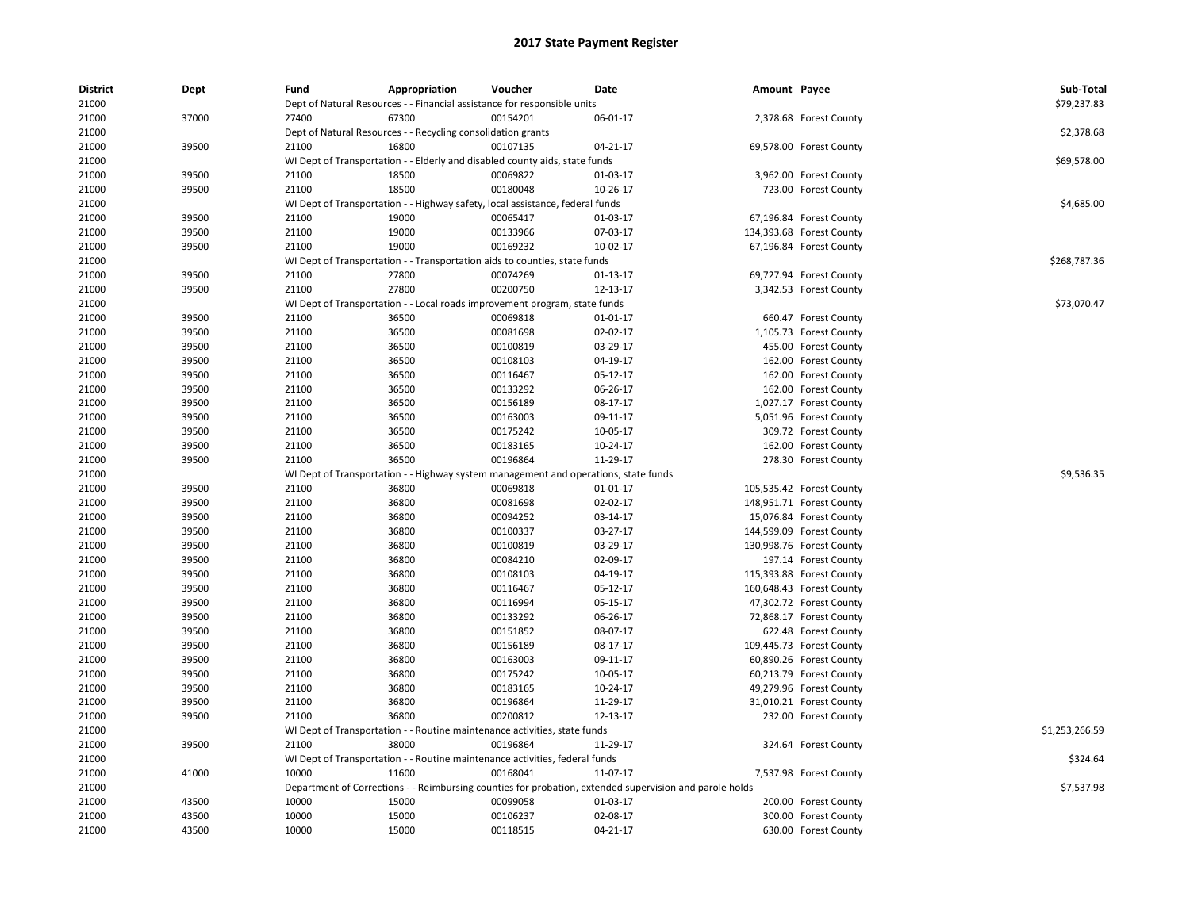# 2017 State Payment Register

| District | Dept | Fund | Appropriation | Voucher | Date | Amount | Payee | Sub-Total |
|---|---|---|---|---|---|---|---|---|
| 21000 | | Dept of Natural Resources - - Financial assistance for responsible units | | | | | | $79,237.83 |
| 21000 | 37000 | 27400 | 67300 | 00154201 | 06-01-17 | 2,378.68 | Forest County | |
| 21000 | | Dept of Natural Resources - - Recycling consolidation grants | | | | | | $2,378.68 |
| 21000 | 39500 | 21100 | 16800 | 00107135 | 04-21-17 | 69,578.00 | Forest County | |
| 21000 | | WI Dept of Transportation - - Elderly and disabled county aids, state funds | | | | | | $69,578.00 |
| 21000 | 39500 | 21100 | 18500 | 00069822 | 01-03-17 | 3,962.00 | Forest County | |
| 21000 | 39500 | 21100 | 18500 | 00180048 | 10-26-17 | 723.00 | Forest County | |
| 21000 | | WI Dept of Transportation - - Highway safety, local assistance, federal funds | | | | | | $4,685.00 |
| 21000 | 39500 | 21100 | 19000 | 00065417 | 01-03-17 | 67,196.84 | Forest County | |
| 21000 | 39500 | 21100 | 19000 | 00133966 | 07-03-17 | 134,393.68 | Forest County | |
| 21000 | 39500 | 21100 | 19000 | 00169232 | 10-02-17 | 67,196.84 | Forest County | |
| 21000 | | WI Dept of Transportation - - Transportation aids to counties, state funds | | | | | | $268,787.36 |
| 21000 | 39500 | 21100 | 27800 | 00074269 | 01-13-17 | 69,727.94 | Forest County | |
| 21000 | 39500 | 21100 | 27800 | 00200750 | 12-13-17 | 3,342.53 | Forest County | |
| 21000 | | WI Dept of Transportation - - Local roads improvement program, state funds | | | | | | $73,070.47 |
| 21000 | 39500 | 21100 | 36500 | 00069818 | 01-01-17 | 660.47 | Forest County | |
| 21000 | 39500 | 21100 | 36500 | 00081698 | 02-02-17 | 1,105.73 | Forest County | |
| 21000 | 39500 | 21100 | 36500 | 00100819 | 03-29-17 | 455.00 | Forest County | |
| 21000 | 39500 | 21100 | 36500 | 00108103 | 04-19-17 | 162.00 | Forest County | |
| 21000 | 39500 | 21100 | 36500 | 00116467 | 05-12-17 | 162.00 | Forest County | |
| 21000 | 39500 | 21100 | 36500 | 00133292 | 06-26-17 | 162.00 | Forest County | |
| 21000 | 39500 | 21100 | 36500 | 00156189 | 08-17-17 | 1,027.17 | Forest County | |
| 21000 | 39500 | 21100 | 36500 | 00163003 | 09-11-17 | 5,051.96 | Forest County | |
| 21000 | 39500 | 21100 | 36500 | 00175242 | 10-05-17 | 309.72 | Forest County | |
| 21000 | 39500 | 21100 | 36500 | 00183165 | 10-24-17 | 162.00 | Forest County | |
| 21000 | 39500 | 21100 | 36500 | 00196864 | 11-29-17 | 278.30 | Forest County | |
| 21000 | | WI Dept of Transportation - - Highway system management and operations, state funds | | | | | | $9,536.35 |
| 21000 | 39500 | 21100 | 36800 | 00069818 | 01-01-17 | 105,535.42 | Forest County | |
| 21000 | 39500 | 21100 | 36800 | 00081698 | 02-02-17 | 148,951.71 | Forest County | |
| 21000 | 39500 | 21100 | 36800 | 00094252 | 03-14-17 | 15,076.84 | Forest County | |
| 21000 | 39500 | 21100 | 36800 | 00100337 | 03-27-17 | 144,599.09 | Forest County | |
| 21000 | 39500 | 21100 | 36800 | 00100819 | 03-29-17 | 130,998.76 | Forest County | |
| 21000 | 39500 | 21100 | 36800 | 00084210 | 02-09-17 | 197.14 | Forest County | |
| 21000 | 39500 | 21100 | 36800 | 00108103 | 04-19-17 | 115,393.88 | Forest County | |
| 21000 | 39500 | 21100 | 36800 | 00116467 | 05-12-17 | 160,648.43 | Forest County | |
| 21000 | 39500 | 21100 | 36800 | 00116994 | 05-15-17 | 47,302.72 | Forest County | |
| 21000 | 39500 | 21100 | 36800 | 00133292 | 06-26-17 | 72,868.17 | Forest County | |
| 21000 | 39500 | 21100 | 36800 | 00151852 | 08-07-17 | 622.48 | Forest County | |
| 21000 | 39500 | 21100 | 36800 | 00156189 | 08-17-17 | 109,445.73 | Forest County | |
| 21000 | 39500 | 21100 | 36800 | 00163003 | 09-11-17 | 60,890.26 | Forest County | |
| 21000 | 39500 | 21100 | 36800 | 00175242 | 10-05-17 | 60,213.79 | Forest County | |
| 21000 | 39500 | 21100 | 36800 | 00183165 | 10-24-17 | 49,279.96 | Forest County | |
| 21000 | 39500 | 21100 | 36800 | 00196864 | 11-29-17 | 31,010.21 | Forest County | |
| 21000 | 39500 | 21100 | 36800 | 00200812 | 12-13-17 | 232.00 | Forest County | |
| 21000 | | WI Dept of Transportation - - Routine maintenance activities, state funds | | | | | | $1,253,266.59 |
| 21000 | 39500 | 21100 | 38000 | 00196864 | 11-29-17 | 324.64 | Forest County | |
| 21000 | | WI Dept of Transportation - - Routine maintenance activities, federal funds | | | | | | $324.64 |
| 21000 | 41000 | 10000 | 11600 | 00168041 | 11-07-17 | 7,537.98 | Forest County | |
| 21000 | | Department of Corrections - - Reimbursing counties for probation, extended supervision and parole holds | | | | | | $7,537.98 |
| 21000 | 43500 | 10000 | 15000 | 00099058 | 01-03-17 | 200.00 | Forest County | |
| 21000 | 43500 | 10000 | 15000 | 00106237 | 02-08-17 | 300.00 | Forest County | |
| 21000 | 43500 | 10000 | 15000 | 00118515 | 04-21-17 | 630.00 | Forest County | |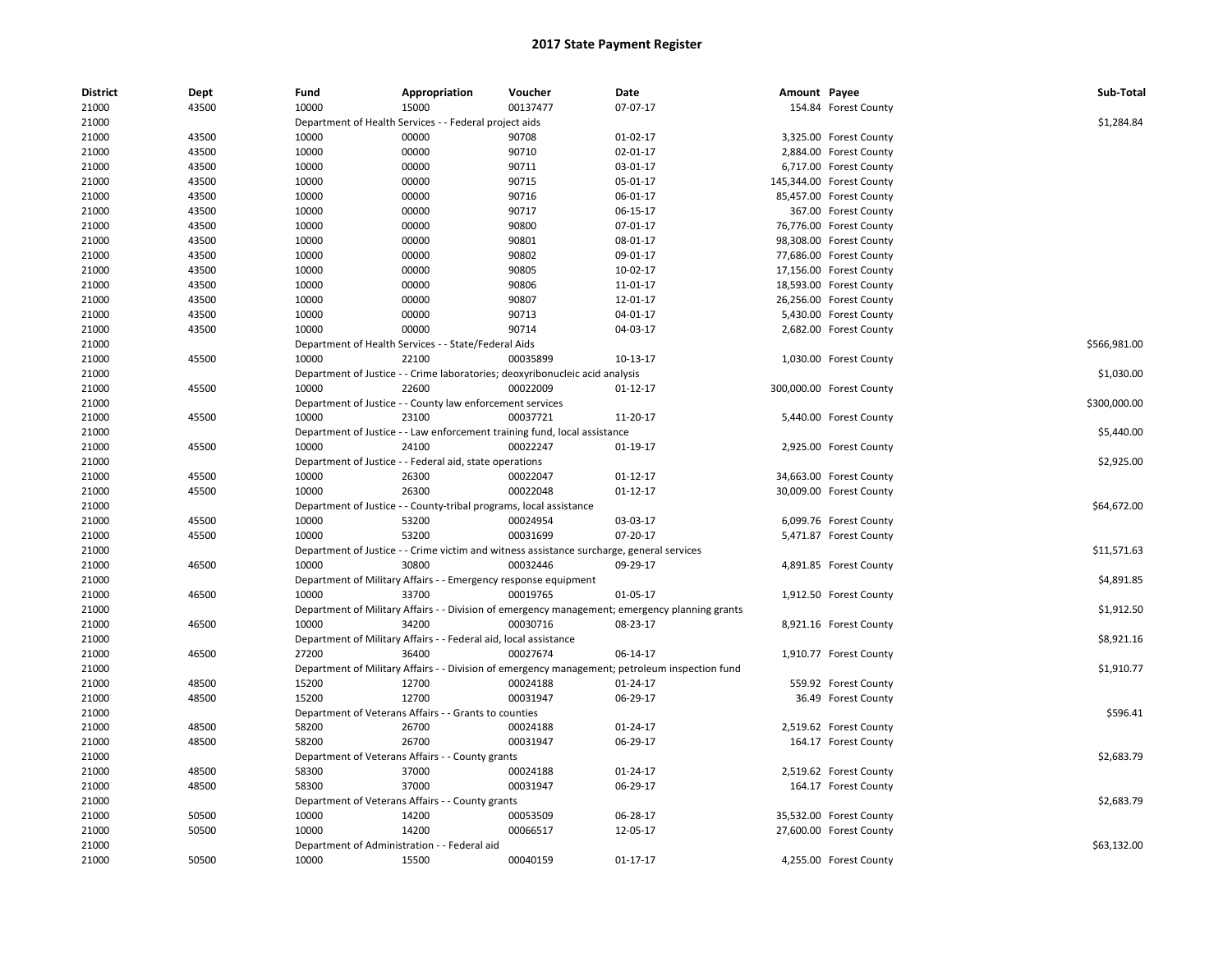# 2017 State Payment Register

| District | Dept | Fund | Appropriation | Voucher | Date | Amount | Payee | Sub-Total |
|---|---|---|---|---|---|---|---|---|
| 21000 | 43500 | 10000 | 15000 | 00137477 | 07-07-17 | 154.84 | Forest County | |
| 21000 | | Department of Health Services - - Federal project aids | | | | | | $1,284.84 |
| 21000 | 43500 | 10000 | 00000 | 90708 | 01-02-17 | 3,325.00 | Forest County | |
| 21000 | 43500 | 10000 | 00000 | 90710 | 02-01-17 | 2,884.00 | Forest County | |
| 21000 | 43500 | 10000 | 00000 | 90711 | 03-01-17 | 6,717.00 | Forest County | |
| 21000 | 43500 | 10000 | 00000 | 90715 | 05-01-17 | 145,344.00 | Forest County | |
| 21000 | 43500 | 10000 | 00000 | 90716 | 06-01-17 | 85,457.00 | Forest County | |
| 21000 | 43500 | 10000 | 00000 | 90717 | 06-15-17 | 367.00 | Forest County | |
| 21000 | 43500 | 10000 | 00000 | 90800 | 07-01-17 | 76,776.00 | Forest County | |
| 21000 | 43500 | 10000 | 00000 | 90801 | 08-01-17 | 98,308.00 | Forest County | |
| 21000 | 43500 | 10000 | 00000 | 90802 | 09-01-17 | 77,686.00 | Forest County | |
| 21000 | 43500 | 10000 | 00000 | 90805 | 10-02-17 | 17,156.00 | Forest County | |
| 21000 | 43500 | 10000 | 00000 | 90806 | 11-01-17 | 18,593.00 | Forest County | |
| 21000 | 43500 | 10000 | 00000 | 90807 | 12-01-17 | 26,256.00 | Forest County | |
| 21000 | 43500 | 10000 | 00000 | 90713 | 04-01-17 | 5,430.00 | Forest County | |
| 21000 | 43500 | 10000 | 00000 | 90714 | 04-03-17 | 2,682.00 | Forest County | |
| 21000 | | Department of Health Services - - State/Federal Aids | | | | | | $566,981.00 |
| 21000 | 45500 | 10000 | 22100 | 00035899 | 10-13-17 | 1,030.00 | Forest County | |
| 21000 | | Department of Justice - - Crime laboratories; deoxyribonucleic acid analysis | | | | | | $1,030.00 |
| 21000 | 45500 | 10000 | 22600 | 00022009 | 01-12-17 | 300,000.00 | Forest County | |
| 21000 | | Department of Justice - - County law enforcement services | | | | | | $300,000.00 |
| 21000 | 45500 | 10000 | 23100 | 00037721 | 11-20-17 | 5,440.00 | Forest County | |
| 21000 | | Department of Justice - - Law enforcement training fund, local assistance | | | | | | $5,440.00 |
| 21000 | 45500 | 10000 | 24100 | 00022247 | 01-19-17 | 2,925.00 | Forest County | |
| 21000 | | Department of Justice - - Federal aid, state operations | | | | | | $2,925.00 |
| 21000 | 45500 | 10000 | 26300 | 00022047 | 01-12-17 | 34,663.00 | Forest County | |
| 21000 | 45500 | 10000 | 26300 | 00022048 | 01-12-17 | 30,009.00 | Forest County | |
| 21000 | | Department of Justice - - County-tribal programs, local assistance | | | | | | $64,672.00 |
| 21000 | 45500 | 10000 | 53200 | 00024954 | 03-03-17 | 6,099.76 | Forest County | |
| 21000 | 45500 | 10000 | 53200 | 00031699 | 07-20-17 | 5,471.87 | Forest County | |
| 21000 | | Department of Justice - - Crime victim and witness assistance surcharge, general services | | | | | | $11,571.63 |
| 21000 | 46500 | 10000 | 30800 | 00032446 | 09-29-17 | 4,891.85 | Forest County | |
| 21000 | | Department of Military Affairs - - Emergency response equipment | | | | | | $4,891.85 |
| 21000 | 46500 | 10000 | 33700 | 00019765 | 01-05-17 | 1,912.50 | Forest County | |
| 21000 | | Department of Military Affairs - - Division of emergency management; emergency planning grants | | | | | | $1,912.50 |
| 21000 | 46500 | 10000 | 34200 | 00030716 | 08-23-17 | 8,921.16 | Forest County | |
| 21000 | | Department of Military Affairs - - Federal aid, local assistance | | | | | | $8,921.16 |
| 21000 | 46500 | 27200 | 36400 | 00027674 | 06-14-17 | 1,910.77 | Forest County | |
| 21000 | | Department of Military Affairs - - Division of emergency management; petroleum inspection fund | | | | | | $1,910.77 |
| 21000 | 48500 | 15200 | 12700 | 00024188 | 01-24-17 | 559.92 | Forest County | |
| 21000 | 48500 | 15200 | 12700 | 00031947 | 06-29-17 | 36.49 | Forest County | |
| 21000 | | Department of Veterans Affairs - - Grants to counties | | | | | | $596.41 |
| 21000 | 48500 | 58200 | 26700 | 00024188 | 01-24-17 | 2,519.62 | Forest County | |
| 21000 | 48500 | 58200 | 26700 | 00031947 | 06-29-17 | 164.17 | Forest County | |
| 21000 | | Department of Veterans Affairs - - County grants | | | | | | $2,683.79 |
| 21000 | 48500 | 58300 | 37000 | 00024188 | 01-24-17 | 2,519.62 | Forest County | |
| 21000 | 48500 | 58300 | 37000 | 00031947 | 06-29-17 | 164.17 | Forest County | |
| 21000 | | Department of Veterans Affairs - - County grants | | | | | | $2,683.79 |
| 21000 | 50500 | 10000 | 14200 | 00053509 | 06-28-17 | 35,532.00 | Forest County | |
| 21000 | 50500 | 10000 | 14200 | 00066517 | 12-05-17 | 27,600.00 | Forest County | |
| 21000 | | Department of Administration - - Federal aid | | | | | | $63,132.00 |
| 21000 | 50500 | 10000 | 15500 | 00040159 | 01-17-17 | 4,255.00 | Forest County | |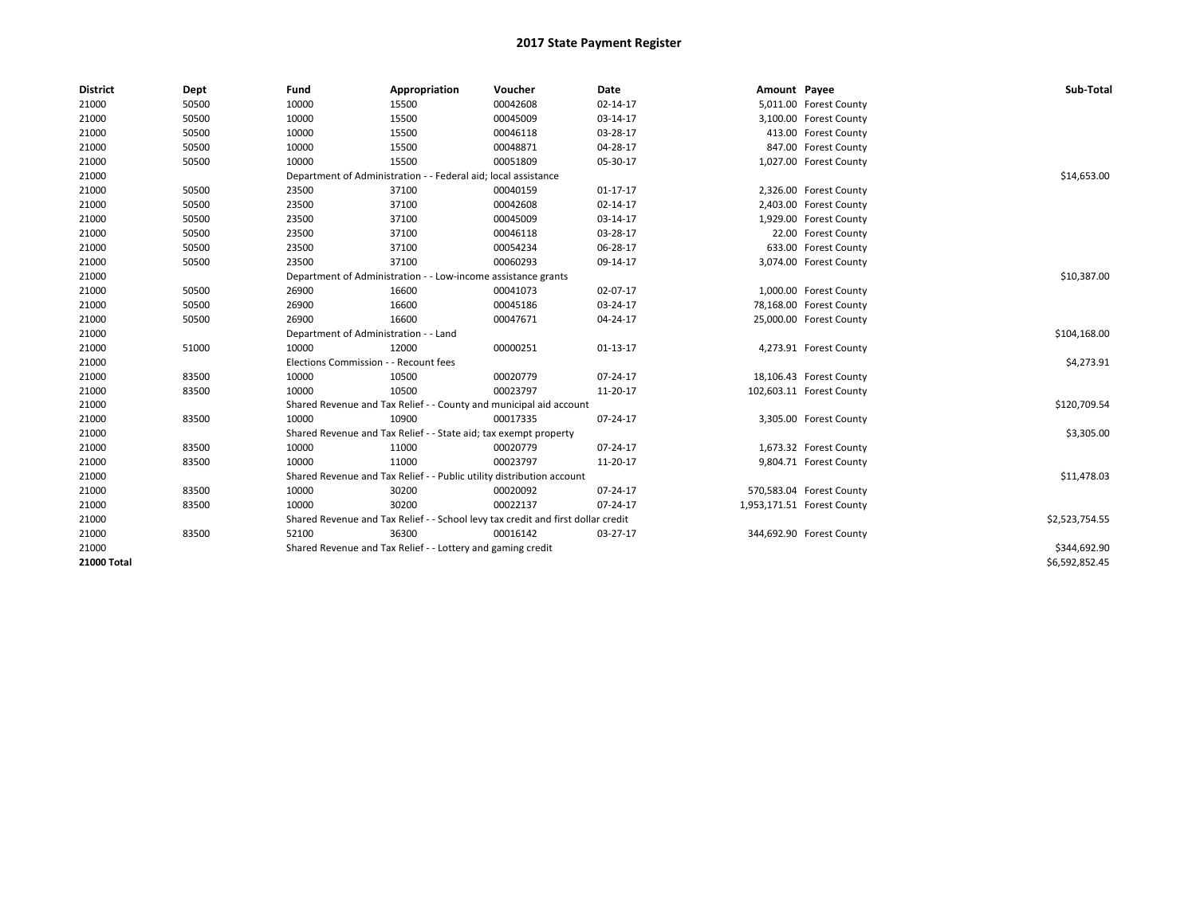# 2017 State Payment Register

| District | Dept | Fund | Appropriation | Voucher | Date | Amount | Payee | Sub-Total |
|---|---|---|---|---|---|---|---|---|
| 21000 | 50500 | 10000 | 15500 | 00042608 | 02-14-17 | 5,011.00 | Forest County | |
| 21000 | 50500 | 10000 | 15500 | 00045009 | 03-14-17 | 3,100.00 | Forest County | |
| 21000 | 50500 | 10000 | 15500 | 00046118 | 03-28-17 | 413.00 | Forest County | |
| 21000 | 50500 | 10000 | 15500 | 00048871 | 04-28-17 | 847.00 | Forest County | |
| 21000 | 50500 | 10000 | 15500 | 00051809 | 05-30-17 | 1,027.00 | Forest County | |
| 21000 | | Department of Administration - - Federal aid; local assistance | | | | | | $14,653.00 |
| 21000 | 50500 | 23500 | 37100 | 00040159 | 01-17-17 | 2,326.00 | Forest County | |
| 21000 | 50500 | 23500 | 37100 | 00042608 | 02-14-17 | 2,403.00 | Forest County | |
| 21000 | 50500 | 23500 | 37100 | 00045009 | 03-14-17 | 1,929.00 | Forest County | |
| 21000 | 50500 | 23500 | 37100 | 00046118 | 03-28-17 | 22.00 | Forest County | |
| 21000 | 50500 | 23500 | 37100 | 00054234 | 06-28-17 | 633.00 | Forest County | |
| 21000 | 50500 | 23500 | 37100 | 00060293 | 09-14-17 | 3,074.00 | Forest County | |
| 21000 | | Department of Administration - - Low-income assistance grants | | | | | | $10,387.00 |
| 21000 | 50500 | 26900 | 16600 | 00041073 | 02-07-17 | 1,000.00 | Forest County | |
| 21000 | 50500 | 26900 | 16600 | 00045186 | 03-24-17 | 78,168.00 | Forest County | |
| 21000 | 50500 | 26900 | 16600 | 00047671 | 04-24-17 | 25,000.00 | Forest County | |
| 21000 | | Department of Administration - - Land | | | | | | $104,168.00 |
| 21000 | 51000 | 10000 | 12000 | 00000251 | 01-13-17 | 4,273.91 | Forest County | |
| 21000 | | Elections Commission - - Recount fees | | | | | | $4,273.91 |
| 21000 | 83500 | 10000 | 10500 | 00020779 | 07-24-17 | 18,106.43 | Forest County | |
| 21000 | 83500 | 10000 | 10500 | 00023797 | 11-20-17 | 102,603.11 | Forest County | |
| 21000 | | Shared Revenue and Tax Relief - - County and municipal aid account | | | | | | $120,709.54 |
| 21000 | 83500 | 10000 | 10900 | 00017335 | 07-24-17 | 3,305.00 | Forest County | |
| 21000 | | Shared Revenue and Tax Relief - - State aid; tax exempt property | | | | | | $3,305.00 |
| 21000 | 83500 | 10000 | 11000 | 00020779 | 07-24-17 | 1,673.32 | Forest County | |
| 21000 | 83500 | 10000 | 11000 | 00023797 | 11-20-17 | 9,804.71 | Forest County | |
| 21000 | | Shared Revenue and Tax Relief - - Public utility distribution account | | | | | | $11,478.03 |
| 21000 | 83500 | 10000 | 30200 | 00020092 | 07-24-17 | 570,583.04 | Forest County | |
| 21000 | 83500 | 10000 | 30200 | 00022137 | 07-24-17 | 1,953,171.51 | Forest County | |
| 21000 | | Shared Revenue and Tax Relief - - School levy tax credit and first dollar credit | | | | | | $2,523,754.55 |
| 21000 | 83500 | 52100 | 36300 | 00016142 | 03-27-17 | 344,692.90 | Forest County | |
| 21000 | | Shared Revenue and Tax Relief - - Lottery and gaming credit | | | | | | $344,692.90 |
| **21000 Total** | | | | | | | | $6,592,852.45 |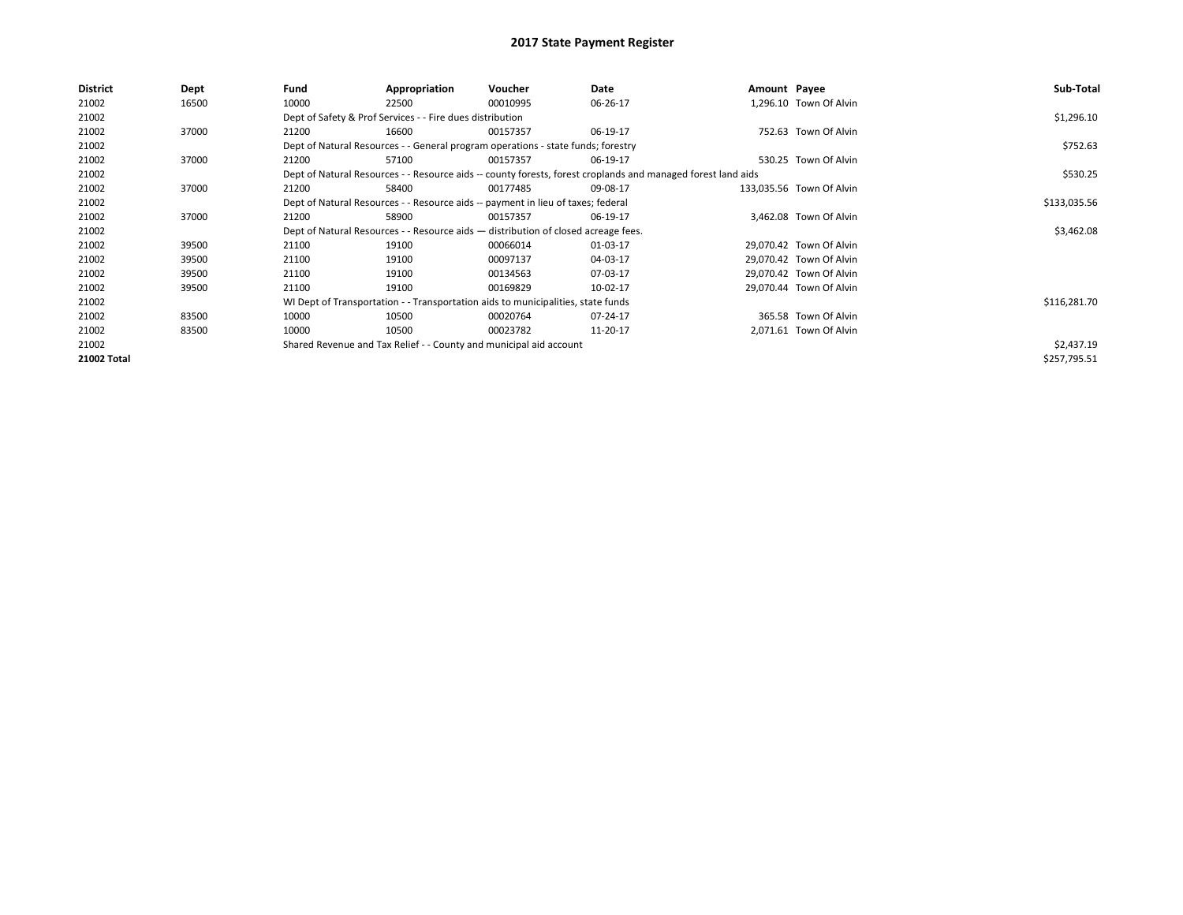# 2017 State Payment Register

| District | Dept | Fund | Appropriation | Voucher | Date | Amount | Payee | Sub-Total |
|---|---|---|---|---|---|---|---|---|
| 21002 | 16500 | 10000 | 22500 | 00010995 | 06-26-17 | 1,296.10 | Town Of Alvin | |
| 21002 | | Dept of Safety & Prof Services - - Fire dues distribution | | | | | | $1,296.10 |
| 21002 | 37000 | 21200 | 16600 | 00157357 | 06-19-17 | 752.63 | Town Of Alvin | |
| 21002 | | Dept of Natural Resources - - General program operations - state funds; forestry | | | | | | $752.63 |
| 21002 | 37000 | 21200 | 57100 | 00157357 | 06-19-17 | 530.25 | Town Of Alvin | |
| 21002 | | Dept of Natural Resources - - Resource aids -- county forests, forest croplands and managed forest land aids | | | | | | $530.25 |
| 21002 | 37000 | 21200 | 58400 | 00177485 | 09-08-17 | 133,035.56 | Town Of Alvin | |
| 21002 | | Dept of Natural Resources - - Resource aids -- payment in lieu of taxes; federal | | | | | | $133,035.56 |
| 21002 | 37000 | 21200 | 58900 | 00157357 | 06-19-17 | 3,462.08 | Town Of Alvin | |
| 21002 | | Dept of Natural Resources - - Resource aids — distribution of closed acreage fees. | | | | | | $3,462.08 |
| 21002 | 39500 | 21100 | 19100 | 00066014 | 01-03-17 | 29,070.42 | Town Of Alvin | |
| 21002 | 39500 | 21100 | 19100 | 00097137 | 04-03-17 | 29,070.42 | Town Of Alvin | |
| 21002 | 39500 | 21100 | 19100 | 00134563 | 07-03-17 | 29,070.42 | Town Of Alvin | |
| 21002 | 39500 | 21100 | 19100 | 00169829 | 10-02-17 | 29,070.44 | Town Of Alvin | |
| 21002 | | WI Dept of Transportation - - Transportation aids to municipalities, state funds | | | | | | $116,281.70 |
| 21002 | 83500 | 10000 | 10500 | 00020764 | 07-24-17 | 365.58 | Town Of Alvin | |
| 21002 | 83500 | 10000 | 10500 | 00023782 | 11-20-17 | 2,071.61 | Town Of Alvin | |
| 21002 | | Shared Revenue and Tax Relief - - County and municipal aid account | | | | | | $2,437.19 |
| **21002 Total** | | | | | | | | $257,795.51 |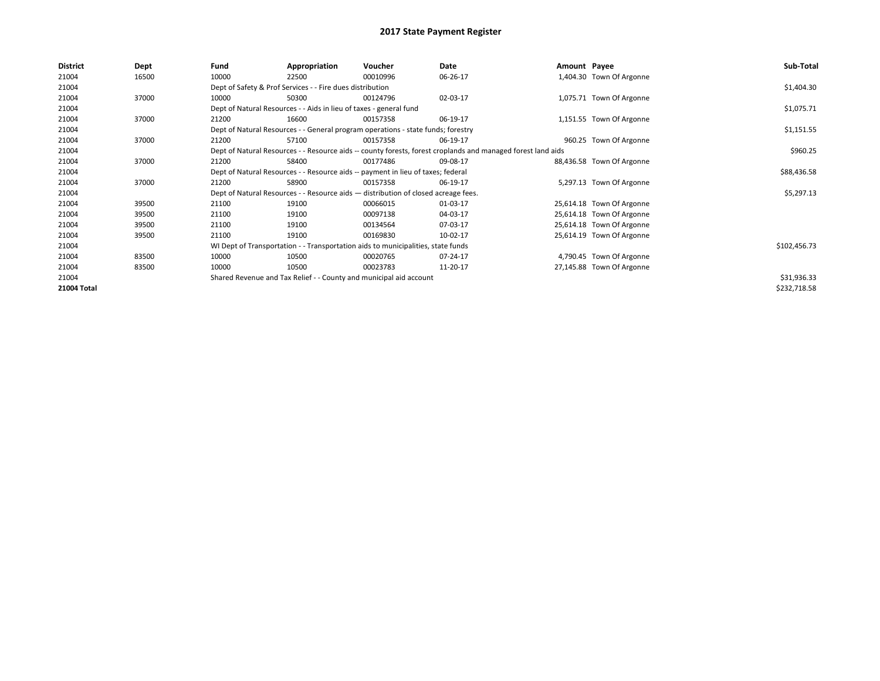# 2017 State Payment Register

| District | Dept | Fund | Appropriation | Voucher | Date | Amount | Payee | Sub-Total |
|---|---|---|---|---|---|---|---|---|
| 21004 | 16500 | 10000 | 22500 | 00010996 | 06-26-17 | 1,404.30 | Town Of Argonne | |
| 21004 | | Dept of Safety & Prof Services - - Fire dues distribution | | | | | | $1,404.30 |
| 21004 | 37000 | 10000 | 50300 | 00124796 | 02-03-17 | 1,075.71 | Town Of Argonne | |
| 21004 | | Dept of Natural Resources - - Aids in lieu of taxes - general fund | | | | | | $1,075.71 |
| 21004 | 37000 | 21200 | 16600 | 00157358 | 06-19-17 | 1,151.55 | Town Of Argonne | |
| 21004 | | Dept of Natural Resources - - General program operations - state funds; forestry | | | | | | $1,151.55 |
| 21004 | 37000 | 21200 | 57100 | 00157358 | 06-19-17 | 960.25 | Town Of Argonne | |
| 21004 | | Dept of Natural Resources - - Resource aids -- county forests, forest croplands and managed forest land aids | | | | | | $960.25 |
| 21004 | 37000 | 21200 | 58400 | 00177486 | 09-08-17 | 88,436.58 | Town Of Argonne | |
| 21004 | | Dept of Natural Resources - - Resource aids -- payment in lieu of taxes; federal | | | | | | $88,436.58 |
| 21004 | 37000 | 21200 | 58900 | 00157358 | 06-19-17 | 5,297.13 | Town Of Argonne | |
| 21004 | | Dept of Natural Resources - - Resource aids — distribution of closed acreage fees. | | | | | | $5,297.13 |
| 21004 | 39500 | 21100 | 19100 | 00066015 | 01-03-17 | 25,614.18 | Town Of Argonne | |
| 21004 | 39500 | 21100 | 19100 | 00097138 | 04-03-17 | 25,614.18 | Town Of Argonne | |
| 21004 | 39500 | 21100 | 19100 | 00134564 | 07-03-17 | 25,614.18 | Town Of Argonne | |
| 21004 | 39500 | 21100 | 19100 | 00169830 | 10-02-17 | 25,614.19 | Town Of Argonne | |
| 21004 | | WI Dept of Transportation - - Transportation aids to municipalities, state funds | | | | | | $102,456.73 |
| 21004 | 83500 | 10000 | 10500 | 00020765 | 07-24-17 | 4,790.45 | Town Of Argonne | |
| 21004 | 83500 | 10000 | 10500 | 00023783 | 11-20-17 | 27,145.88 | Town Of Argonne | |
| 21004 | | Shared Revenue and Tax Relief - - County and municipal aid account | | | | | | $31,936.33 |
| **21004 Total** | | | | | | | | $232,718.58 |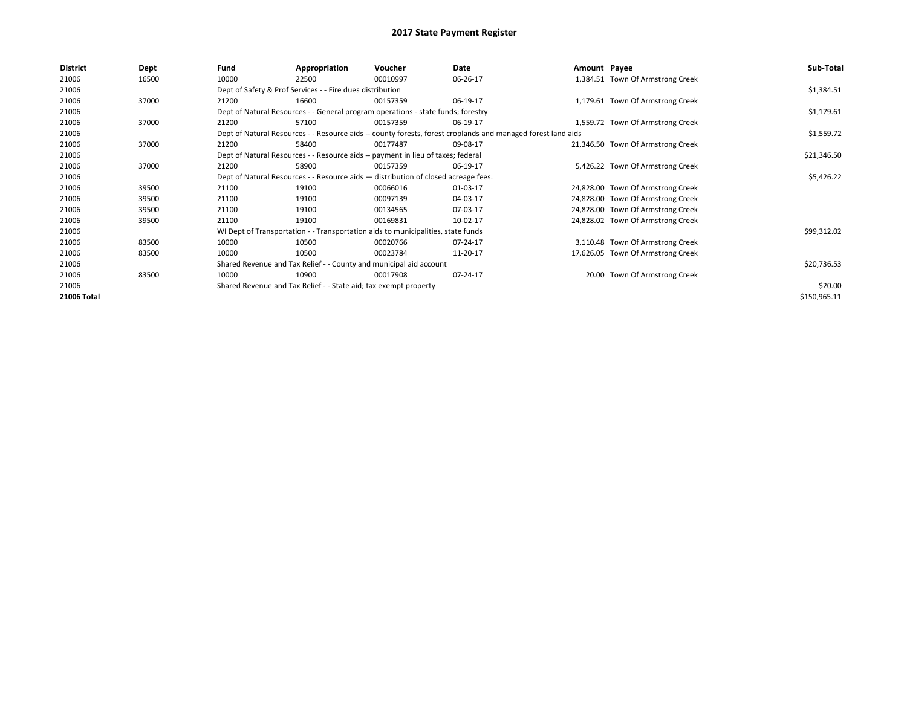# 2017 State Payment Register

| District | Dept | Fund | Appropriation | Voucher | Date | Amount | Payee | Sub-Total |
|---|---|---|---|---|---|---|---|---|
| 21006 | 16500 | 10000 | 22500 | 00010997 | 06-26-17 | 1,384.51 | Town Of Armstrong Creek | |
| 21006 | | Dept of Safety & Prof Services - - Fire dues distribution | | | | | | $1,384.51 |
| 21006 | 37000 | 21200 | 16600 | 00157359 | 06-19-17 | 1,179.61 | Town Of Armstrong Creek | |
| 21006 | | Dept of Natural Resources - - General program operations - state funds; forestry | | | | | | $1,179.61 |
| 21006 | 37000 | 21200 | 57100 | 00157359 | 06-19-17 | 1,559.72 | Town Of Armstrong Creek | |
| 21006 | | Dept of Natural Resources - - Resource aids -- county forests, forest croplands and managed forest land aids | | | | | | $1,559.72 |
| 21006 | 37000 | 21200 | 58400 | 00177487 | 09-08-17 | 21,346.50 | Town Of Armstrong Creek | |
| 21006 | | Dept of Natural Resources - - Resource aids -- payment in lieu of taxes; federal | | | | | | $21,346.50 |
| 21006 | 37000 | 21200 | 58900 | 00157359 | 06-19-17 | 5,426.22 | Town Of Armstrong Creek | |
| 21006 | | Dept of Natural Resources - - Resource aids — distribution of closed acreage fees. | | | | | | $5,426.22 |
| 21006 | 39500 | 21100 | 19100 | 00066016 | 01-03-17 | 24,828.00 | Town Of Armstrong Creek | |
| 21006 | 39500 | 21100 | 19100 | 00097139 | 04-03-17 | 24,828.00 | Town Of Armstrong Creek | |
| 21006 | 39500 | 21100 | 19100 | 00134565 | 07-03-17 | 24,828.00 | Town Of Armstrong Creek | |
| 21006 | 39500 | 21100 | 19100 | 00169831 | 10-02-17 | 24,828.02 | Town Of Armstrong Creek | |
| 21006 | | WI Dept of Transportation - - Transportation aids to municipalities, state funds | | | | | | $99,312.02 |
| 21006 | 83500 | 10000 | 10500 | 00020766 | 07-24-17 | 3,110.48 | Town Of Armstrong Creek | |
| 21006 | 83500 | 10000 | 10500 | 00023784 | 11-20-17 | 17,626.05 | Town Of Armstrong Creek | |
| 21006 | | Shared Revenue and Tax Relief - - County and municipal aid account | | | | | | $20,736.53 |
| 21006 | 83500 | 10000 | 10900 | 00017908 | 07-24-17 | 20.00 | Town Of Armstrong Creek | |
| 21006 | | Shared Revenue and Tax Relief - - State aid; tax exempt property | | | | | | $20.00 |
| **21006 Total** | | | | | | | | $150,965.11 |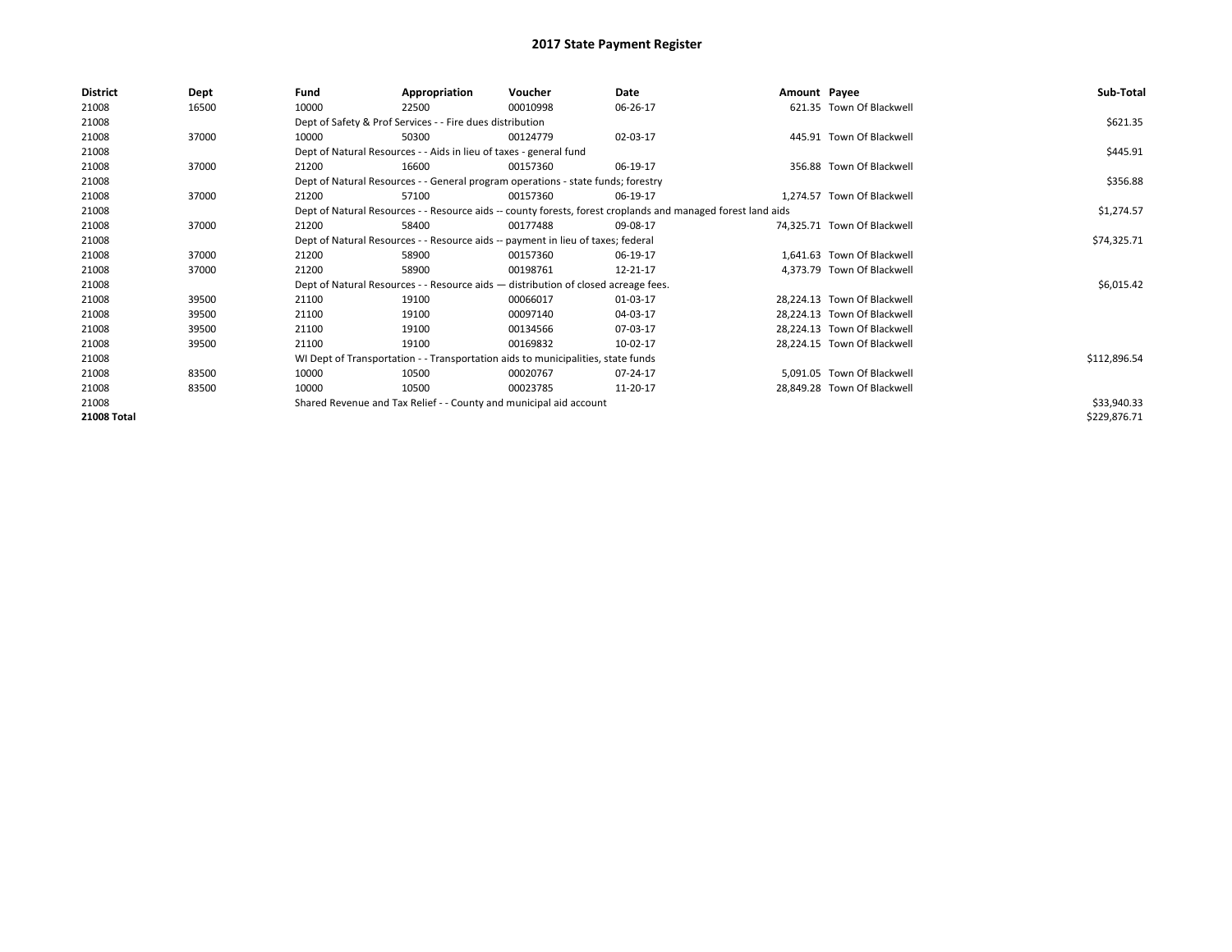# 2017 State Payment Register

| District | Dept | Fund | Appropriation | Voucher | Date | Amount | Payee | Sub-Total |
|---|---|---|---|---|---|---|---|---|
| 21008 | 16500 | 10000 | 22500 | 00010998 | 06-26-17 | 621.35 | Town Of Blackwell | |
| 21008 | | Dept of Safety & Prof Services - - Fire dues distribution | | | | | | $621.35 |
| 21008 | 37000 | 10000 | 50300 | 00124779 | 02-03-17 | 445.91 | Town Of Blackwell | |
| 21008 | | Dept of Natural Resources - - Aids in lieu of taxes - general fund | | | | | | $445.91 |
| 21008 | 37000 | 21200 | 16600 | 00157360 | 06-19-17 | 356.88 | Town Of Blackwell | |
| 21008 | | Dept of Natural Resources - - General program operations - state funds; forestry | | | | | | $356.88 |
| 21008 | 37000 | 21200 | 57100 | 00157360 | 06-19-17 | 1,274.57 | Town Of Blackwell | |
| 21008 | | Dept of Natural Resources - - Resource aids -- county forests, forest croplands and managed forest land aids | | | | | | $1,274.57 |
| 21008 | 37000 | 21200 | 58400 | 00177488 | 09-08-17 | 74,325.71 | Town Of Blackwell | |
| 21008 | | Dept of Natural Resources - - Resource aids -- payment in lieu of taxes; federal | | | | | | $74,325.71 |
| 21008 | 37000 | 21200 | 58900 | 00157360 | 06-19-17 | 1,641.63 | Town Of Blackwell | |
| 21008 | 37000 | 21200 | 58900 | 00198761 | 12-21-17 | 4,373.79 | Town Of Blackwell | |
| 21008 | | Dept of Natural Resources - - Resource aids — distribution of closed acreage fees. | | | | | | $6,015.42 |
| 21008 | 39500 | 21100 | 19100 | 00066017 | 01-03-17 | 28,224.13 | Town Of Blackwell | |
| 21008 | 39500 | 21100 | 19100 | 00097140 | 04-03-17 | 28,224.13 | Town Of Blackwell | |
| 21008 | 39500 | 21100 | 19100 | 00134566 | 07-03-17 | 28,224.13 | Town Of Blackwell | |
| 21008 | 39500 | 21100 | 19100 | 00169832 | 10-02-17 | 28,224.15 | Town Of Blackwell | |
| 21008 | | WI Dept of Transportation - - Transportation aids to municipalities, state funds | | | | | | $112,896.54 |
| 21008 | 83500 | 10000 | 10500 | 00020767 | 07-24-17 | 5,091.05 | Town Of Blackwell | |
| 21008 | 83500 | 10000 | 10500 | 00023785 | 11-20-17 | 28,849.28 | Town Of Blackwell | |
| 21008 | | Shared Revenue and Tax Relief - - County and municipal aid account | | | | | | $33,940.33 |
| **21008 Total** | | | | | | | | $229,876.71 |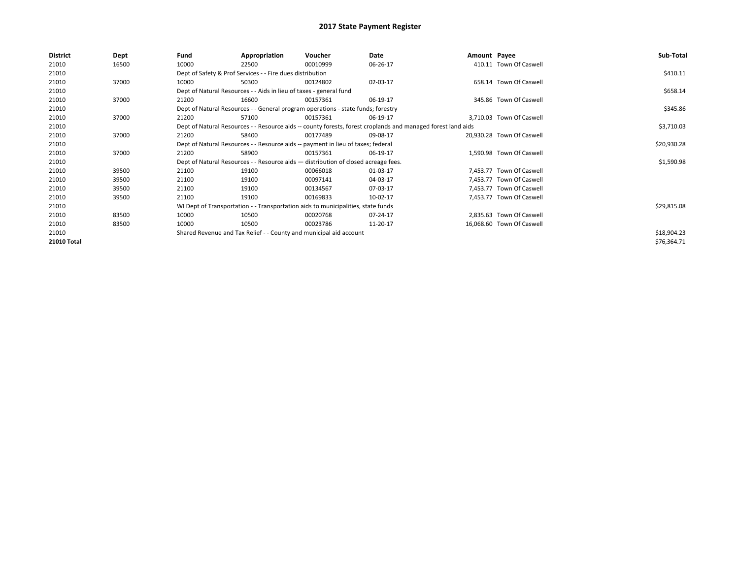# 2017 State Payment Register

| District | Dept | Fund | Appropriation | Voucher | Date | Amount | Payee | Sub-Total |
|---|---|---|---|---|---|---|---|---|
| 21010 | 16500 | 10000 | 22500 | 00010999 | 06-26-17 | 410.11 | Town Of Caswell | |
| 21010 | | Dept of Safety & Prof Services - - Fire dues distribution | | | | | | $410.11 |
| 21010 | 37000 | 10000 | 50300 | 00124802 | 02-03-17 | 658.14 | Town Of Caswell | |
| 21010 | | Dept of Natural Resources - - Aids in lieu of taxes - general fund | | | | | | $658.14 |
| 21010 | 37000 | 21200 | 16600 | 00157361 | 06-19-17 | 345.86 | Town Of Caswell | |
| 21010 | | Dept of Natural Resources - - General program operations - state funds; forestry | | | | | | $345.86 |
| 21010 | 37000 | 21200 | 57100 | 00157361 | 06-19-17 | 3,710.03 | Town Of Caswell | |
| 21010 | | Dept of Natural Resources - - Resource aids -- county forests, forest croplands and managed forest land aids | | | | | | $3,710.03 |
| 21010 | 37000 | 21200 | 58400 | 00177489 | 09-08-17 | 20,930.28 | Town Of Caswell | |
| 21010 | | Dept of Natural Resources - - Resource aids -- payment in lieu of taxes; federal | | | | | | $20,930.28 |
| 21010 | 37000 | 21200 | 58900 | 00157361 | 06-19-17 | 1,590.98 | Town Of Caswell | |
| 21010 | | Dept of Natural Resources - - Resource aids — distribution of closed acreage fees. | | | | | | $1,590.98 |
| 21010 | 39500 | 21100 | 19100 | 00066018 | 01-03-17 | 7,453.77 | Town Of Caswell | |
| 21010 | 39500 | 21100 | 19100 | 00097141 | 04-03-17 | 7,453.77 | Town Of Caswell | |
| 21010 | 39500 | 21100 | 19100 | 00134567 | 07-03-17 | 7,453.77 | Town Of Caswell | |
| 21010 | 39500 | 21100 | 19100 | 00169833 | 10-02-17 | 7,453.77 | Town Of Caswell | |
| 21010 | | WI Dept of Transportation - - Transportation aids to municipalities, state funds | | | | | | $29,815.08 |
| 21010 | 83500 | 10000 | 10500 | 00020768 | 07-24-17 | 2,835.63 | Town Of Caswell | |
| 21010 | 83500 | 10000 | 10500 | 00023786 | 11-20-17 | 16,068.60 | Town Of Caswell | |
| 21010 | | Shared Revenue and Tax Relief - - County and municipal aid account | | | | | | $18,904.23 |
| **21010 Total** | | | | | | | | $76,364.71 |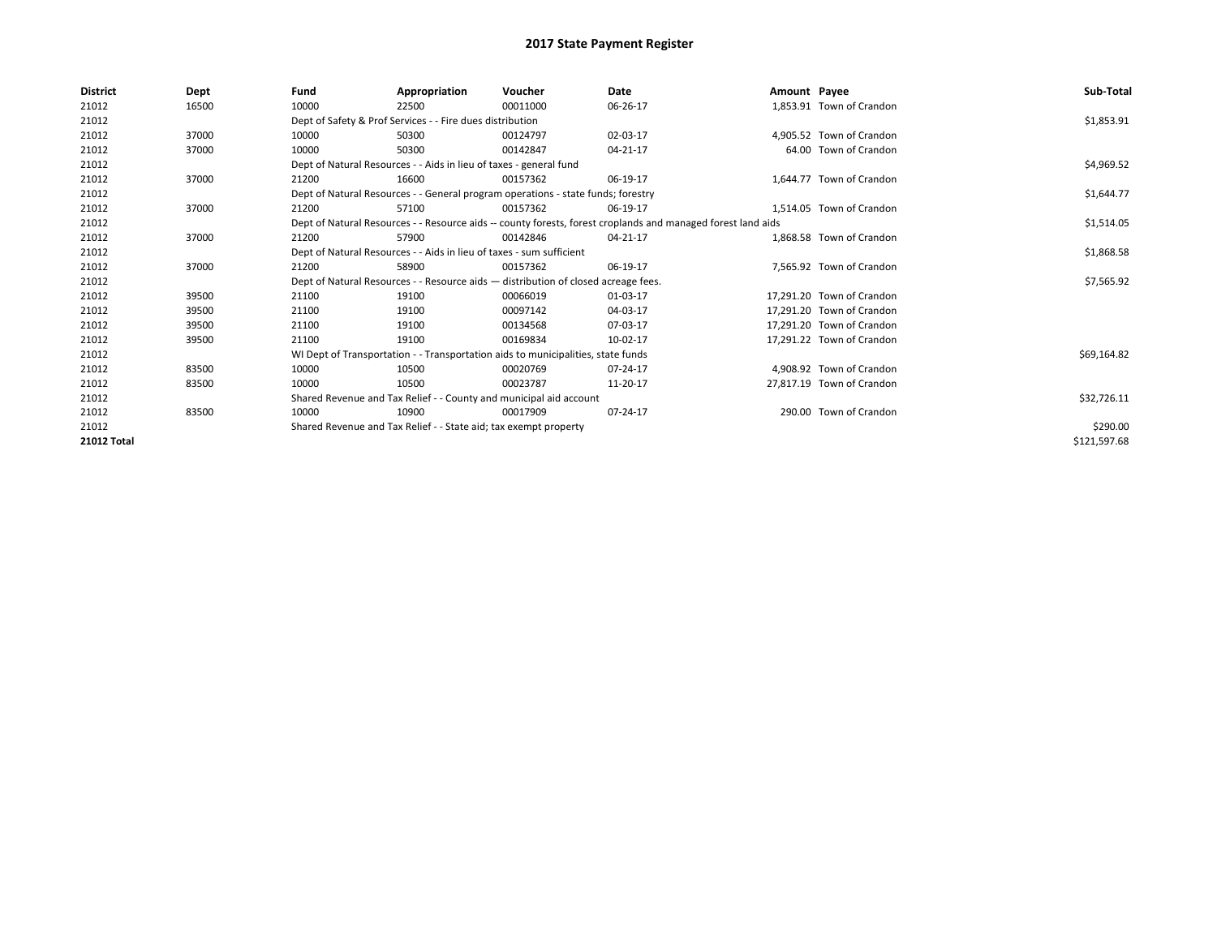# 2017 State Payment Register

| District | Dept | Fund | Appropriation | Voucher | Date | Amount | Payee | Sub-Total |
|---|---|---|---|---|---|---|---|---|
| 21012 | 16500 | 10000 | 22500 | 00011000 | 06-26-17 | 1,853.91 | Town of Crandon | |
| 21012 | | Dept of Safety & Prof Services - - Fire dues distribution | | | | | | $1,853.91 |
| 21012 | 37000 | 10000 | 50300 | 00124797 | 02-03-17 | 4,905.52 | Town of Crandon | |
| 21012 | 37000 | 10000 | 50300 | 00142847 | 04-21-17 | 64.00 | Town of Crandon | |
| 21012 | | Dept of Natural Resources - - Aids in lieu of taxes - general fund | | | | | | $4,969.52 |
| 21012 | 37000 | 21200 | 16600 | 00157362 | 06-19-17 | 1,644.77 | Town of Crandon | |
| 21012 | | Dept of Natural Resources - - General program operations - state funds; forestry | | | | | | $1,644.77 |
| 21012 | 37000 | 21200 | 57100 | 00157362 | 06-19-17 | 1,514.05 | Town of Crandon | |
| 21012 | | Dept of Natural Resources - - Resource aids -- county forests, forest croplands and managed forest land aids | | | | | | $1,514.05 |
| 21012 | 37000 | 21200 | 57900 | 00142846 | 04-21-17 | 1,868.58 | Town of Crandon | |
| 21012 | | Dept of Natural Resources - - Aids in lieu of taxes - sum sufficient | | | | | | $1,868.58 |
| 21012 | 37000 | 21200 | 58900 | 00157362 | 06-19-17 | 7,565.92 | Town of Crandon | |
| 21012 | | Dept of Natural Resources - - Resource aids — distribution of closed acreage fees. | | | | | | $7,565.92 |
| 21012 | 39500 | 21100 | 19100 | 00066019 | 01-03-17 | 17,291.20 | Town of Crandon | |
| 21012 | 39500 | 21100 | 19100 | 00097142 | 04-03-17 | 17,291.20 | Town of Crandon | |
| 21012 | 39500 | 21100 | 19100 | 00134568 | 07-03-17 | 17,291.20 | Town of Crandon | |
| 21012 | 39500 | 21100 | 19100 | 00169834 | 10-02-17 | 17,291.22 | Town of Crandon | |
| 21012 | | WI Dept of Transportation - - Transportation aids to municipalities, state funds | | | | | | $69,164.82 |
| 21012 | 83500 | 10000 | 10500 | 00020769 | 07-24-17 | 4,908.92 | Town of Crandon | |
| 21012 | 83500 | 10000 | 10500 | 00023787 | 11-20-17 | 27,817.19 | Town of Crandon | |
| 21012 | | Shared Revenue and Tax Relief - - County and municipal aid account | | | | | | $32,726.11 |
| 21012 | 83500 | 10000 | 10900 | 00017909 | 07-24-17 | 290.00 | Town of Crandon | |
| 21012 | | Shared Revenue and Tax Relief - - State aid; tax exempt property | | | | | | $290.00 |
| **21012 Total** | | | | | | | | $121,597.68 |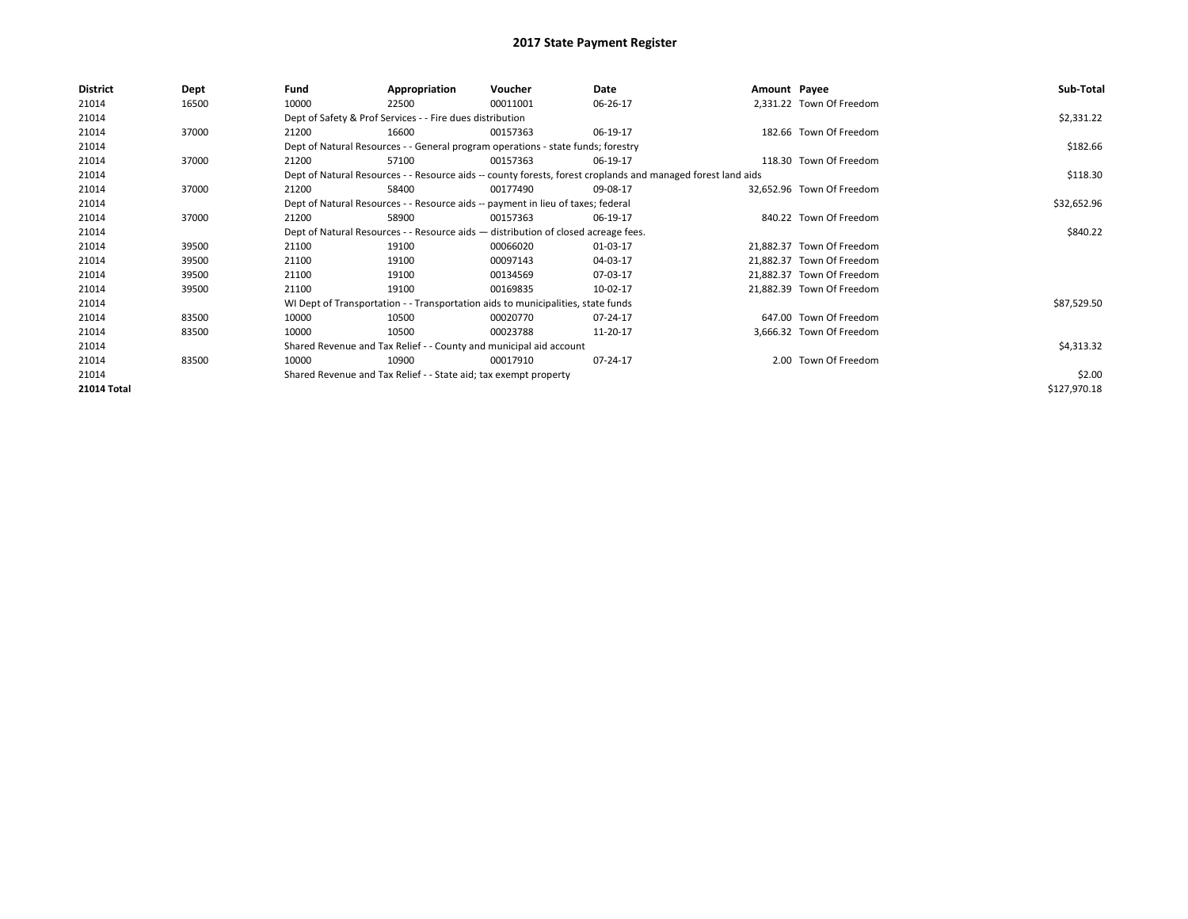# 2017 State Payment Register

| District | Dept | Fund | Appropriation | Voucher | Date | Amount | Payee | Sub-Total |
|---|---|---|---|---|---|---|---|---|
| 21014 | 16500 | 10000 | 22500 | 00011001 | 06-26-17 | 2,331.22 | Town Of Freedom | |
| 21014 | | Dept of Safety & Prof Services - - Fire dues distribution | | | | | | $2,331.22 |
| 21014 | 37000 | 21200 | 16600 | 00157363 | 06-19-17 | 182.66 | Town Of Freedom | |
| 21014 | | Dept of Natural Resources - - General program operations - state funds; forestry | | | | | | $182.66 |
| 21014 | 37000 | 21200 | 57100 | 00157363 | 06-19-17 | 118.30 | Town Of Freedom | |
| 21014 | | Dept of Natural Resources - - Resource aids -- county forests, forest croplands and managed forest land aids | | | | | | $118.30 |
| 21014 | 37000 | 21200 | 58400 | 00177490 | 09-08-17 | 32,652.96 | Town Of Freedom | |
| 21014 | | Dept of Natural Resources - - Resource aids -- payment in lieu of taxes; federal | | | | | | $32,652.96 |
| 21014 | 37000 | 21200 | 58900 | 00157363 | 06-19-17 | 840.22 | Town Of Freedom | |
| 21014 | | Dept of Natural Resources - - Resource aids — distribution of closed acreage fees. | | | | | | $840.22 |
| 21014 | 39500 | 21100 | 19100 | 00066020 | 01-03-17 | 21,882.37 | Town Of Freedom | |
| 21014 | 39500 | 21100 | 19100 | 00097143 | 04-03-17 | 21,882.37 | Town Of Freedom | |
| 21014 | 39500 | 21100 | 19100 | 00134569 | 07-03-17 | 21,882.37 | Town Of Freedom | |
| 21014 | 39500 | 21100 | 19100 | 00169835 | 10-02-17 | 21,882.39 | Town Of Freedom | |
| 21014 | | WI Dept of Transportation - - Transportation aids to municipalities, state funds | | | | | | $87,529.50 |
| 21014 | 83500 | 10000 | 10500 | 00020770 | 07-24-17 | 647.00 | Town Of Freedom | |
| 21014 | 83500 | 10000 | 10500 | 00023788 | 11-20-17 | 3,666.32 | Town Of Freedom | |
| 21014 | | Shared Revenue and Tax Relief - - County and municipal aid account | | | | | | $4,313.32 |
| 21014 | 83500 | 10000 | 10900 | 00017910 | 07-24-17 | 2.00 | Town Of Freedom | |
| 21014 | | Shared Revenue and Tax Relief - - State aid; tax exempt property | | | | | | $2.00 |
| **21014 Total** | | | | | | | | $127,970.18 |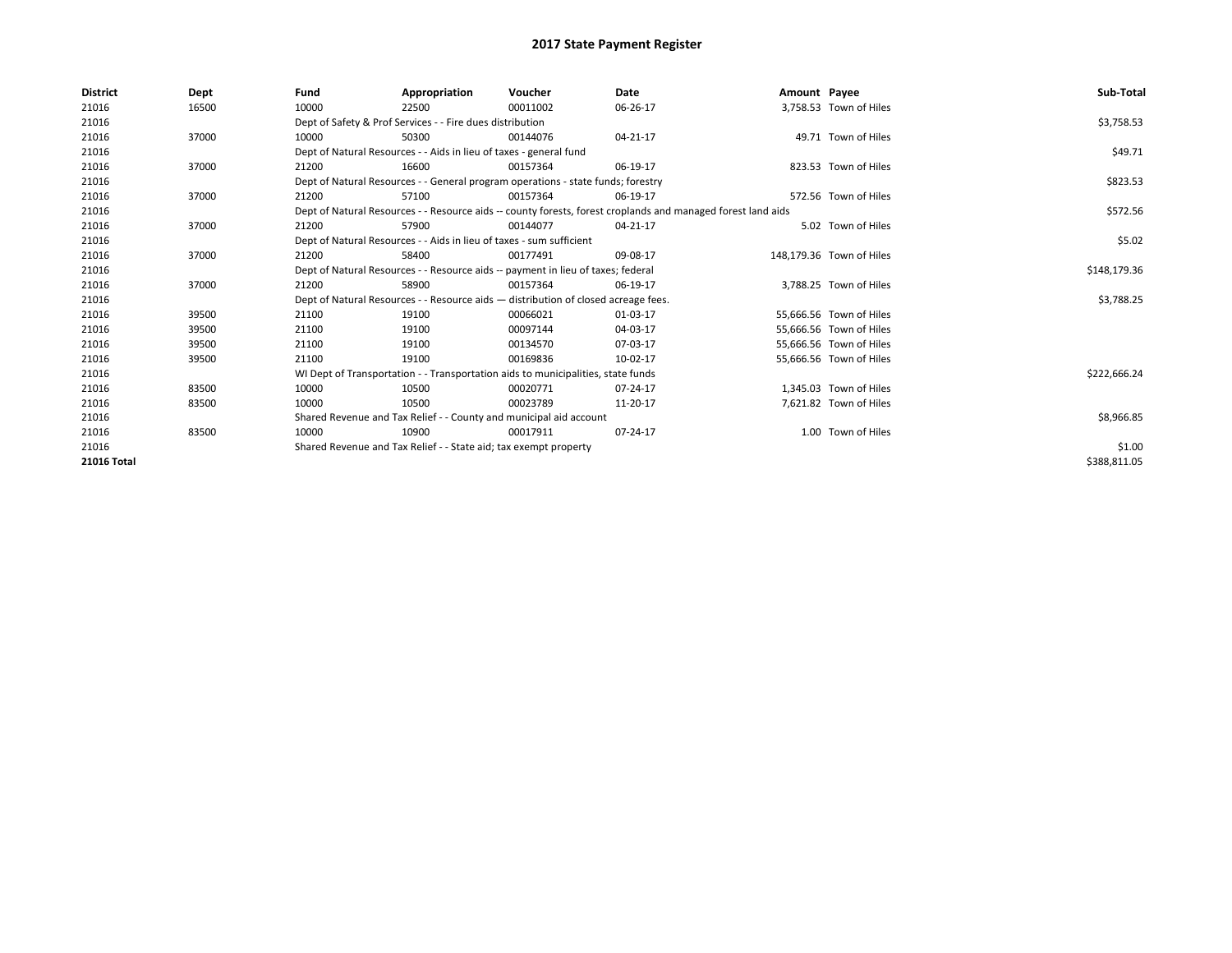# 2017 State Payment Register

| District | Dept | Fund | Appropriation | Voucher | Date | Amount | Payee | Sub-Total |
|---|---|---|---|---|---|---|---|---|
| 21016 | 16500 | 10000 | 22500 | 00011002 | 06-26-17 | 3,758.53 | Town of Hiles | |
| 21016 | | Dept of Safety & Prof Services - - Fire dues distribution | | | | | | $3,758.53 |
| 21016 | 37000 | 10000 | 50300 | 00144076 | 04-21-17 | 49.71 | Town of Hiles | |
| 21016 | | Dept of Natural Resources - - Aids in lieu of taxes - general fund | | | | | | $49.71 |
| 21016 | 37000 | 21200 | 16600 | 00157364 | 06-19-17 | 823.53 | Town of Hiles | |
| 21016 | | Dept of Natural Resources - - General program operations - state funds; forestry | | | | | | $823.53 |
| 21016 | 37000 | 21200 | 57100 | 00157364 | 06-19-17 | 572.56 | Town of Hiles | |
| 21016 | | Dept of Natural Resources - - Resource aids -- county forests, forest croplands and managed forest land aids | | | | | | $572.56 |
| 21016 | 37000 | 21200 | 57900 | 00144077 | 04-21-17 | 5.02 | Town of Hiles | |
| 21016 | | Dept of Natural Resources - - Aids in lieu of taxes - sum sufficient | | | | | | $5.02 |
| 21016 | 37000 | 21200 | 58400 | 00177491 | 09-08-17 | 148,179.36 | Town of Hiles | |
| 21016 | | Dept of Natural Resources - - Resource aids -- payment in lieu of taxes; federal | | | | | | $148,179.36 |
| 21016 | 37000 | 21200 | 58900 | 00157364 | 06-19-17 | 3,788.25 | Town of Hiles | |
| 21016 | | Dept of Natural Resources - - Resource aids — distribution of closed acreage fees. | | | | | | $3,788.25 |
| 21016 | 39500 | 21100 | 19100 | 00066021 | 01-03-17 | 55,666.56 | Town of Hiles | |
| 21016 | 39500 | 21100 | 19100 | 00097144 | 04-03-17 | 55,666.56 | Town of Hiles | |
| 21016 | 39500 | 21100 | 19100 | 00134570 | 07-03-17 | 55,666.56 | Town of Hiles | |
| 21016 | 39500 | 21100 | 19100 | 00169836 | 10-02-17 | 55,666.56 | Town of Hiles | |
| 21016 | | WI Dept of Transportation - - Transportation aids to municipalities, state funds | | | | | | $222,666.24 |
| 21016 | 83500 | 10000 | 10500 | 00020771 | 07-24-17 | 1,345.03 | Town of Hiles | |
| 21016 | 83500 | 10000 | 10500 | 00023789 | 11-20-17 | 7,621.82 | Town of Hiles | |
| 21016 | | Shared Revenue and Tax Relief - - County and municipal aid account | | | | | | $8,966.85 |
| 21016 | 83500 | 10000 | 10900 | 00017911 | 07-24-17 | 1.00 | Town of Hiles | |
| 21016 | | Shared Revenue and Tax Relief - - State aid; tax exempt property | | | | | | $1.00 |
| **21016 Total** | | | | | | | | $388,811.05 |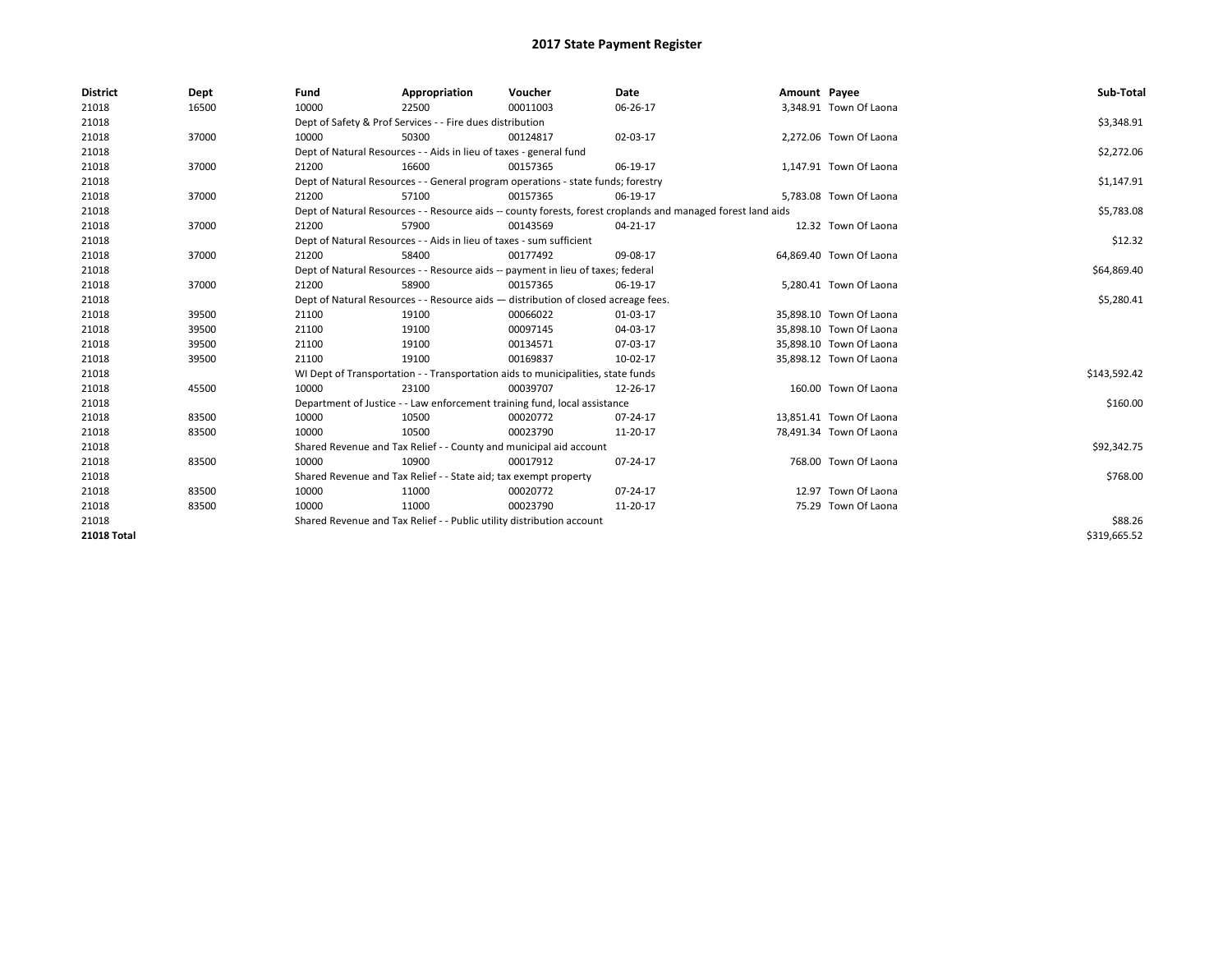# 2017 State Payment Register

| District | Dept | Fund | Appropriation | Voucher | Date | Amount | Payee | Sub-Total |
| --- | --- | --- | --- | --- | --- | --- | --- | --- |
| 21018 | 16500 | 10000 | 22500 | 00011003 | 06-26-17 | 3,348.91 | Town Of Laona | |
| 21018 | | Dept of Safety & Prof Services - - Fire dues distribution | | | | | | $3,348.91 |
| 21018 | 37000 | 10000 | 50300 | 00124817 | 02-03-17 | 2,272.06 | Town Of Laona | |
| 21018 | | Dept of Natural Resources - - Aids in lieu of taxes - general fund | | | | | | $2,272.06 |
| 21018 | 37000 | 21200 | 16600 | 00157365 | 06-19-17 | 1,147.91 | Town Of Laona | |
| 21018 | | Dept of Natural Resources - - General program operations - state funds; forestry | | | | | | $1,147.91 |
| 21018 | 37000 | 21200 | 57100 | 00157365 | 06-19-17 | 5,783.08 | Town Of Laona | |
| 21018 | | Dept of Natural Resources - - Resource aids -- county forests, forest croplands and managed forest land aids | | | | | | $5,783.08 |
| 21018 | 37000 | 21200 | 57900 | 00143569 | 04-21-17 | 12.32 | Town Of Laona | |
| 21018 | | Dept of Natural Resources - - Aids in lieu of taxes - sum sufficient | | | | | | $12.32 |
| 21018 | 37000 | 21200 | 58400 | 00177492 | 09-08-17 | 64,869.40 | Town Of Laona | |
| 21018 | | Dept of Natural Resources - - Resource aids -- payment in lieu of taxes; federal | | | | | | $64,869.40 |
| 21018 | 37000 | 21200 | 58900 | 00157365 | 06-19-17 | 5,280.41 | Town Of Laona | |
| 21018 | | Dept of Natural Resources - - Resource aids — distribution of closed acreage fees. | | | | | | $5,280.41 |
| 21018 | 39500 | 21100 | 19100 | 00066022 | 01-03-17 | 35,898.10 | Town Of Laona | |
| 21018 | 39500 | 21100 | 19100 | 00097145 | 04-03-17 | 35,898.10 | Town Of Laona | |
| 21018 | 39500 | 21100 | 19100 | 00134571 | 07-03-17 | 35,898.10 | Town Of Laona | |
| 21018 | 39500 | 21100 | 19100 | 00169837 | 10-02-17 | 35,898.12 | Town Of Laona | |
| 21018 | | WI Dept of Transportation - - Transportation aids to municipalities, state funds | | | | | | $143,592.42 |
| 21018 | 45500 | 10000 | 23100 | 00039707 | 12-26-17 | 160.00 | Town Of Laona | |
| 21018 | | Department of Justice - - Law enforcement training fund, local assistance | | | | | | $160.00 |
| 21018 | 83500 | 10000 | 10500 | 00020772 | 07-24-17 | 13,851.41 | Town Of Laona | |
| 21018 | 83500 | 10000 | 10500 | 00023790 | 11-20-17 | 78,491.34 | Town Of Laona | |
| 21018 | | Shared Revenue and Tax Relief - - County and municipal aid account | | | | | | $92,342.75 |
| 21018 | 83500 | 10000 | 10900 | 00017912 | 07-24-17 | 768.00 | Town Of Laona | |
| 21018 | | Shared Revenue and Tax Relief - - State aid; tax exempt property | | | | | | $768.00 |
| 21018 | 83500 | 10000 | 11000 | 00020772 | 07-24-17 | 12.97 | Town Of Laona | |
| 21018 | 83500 | 10000 | 11000 | 00023790 | 11-20-17 | 75.29 | Town Of Laona | |
| 21018 | | Shared Revenue and Tax Relief - - Public utility distribution account | | | | | | $88.26 |
| **21018 Total** | | | | | | | | $319,665.52 |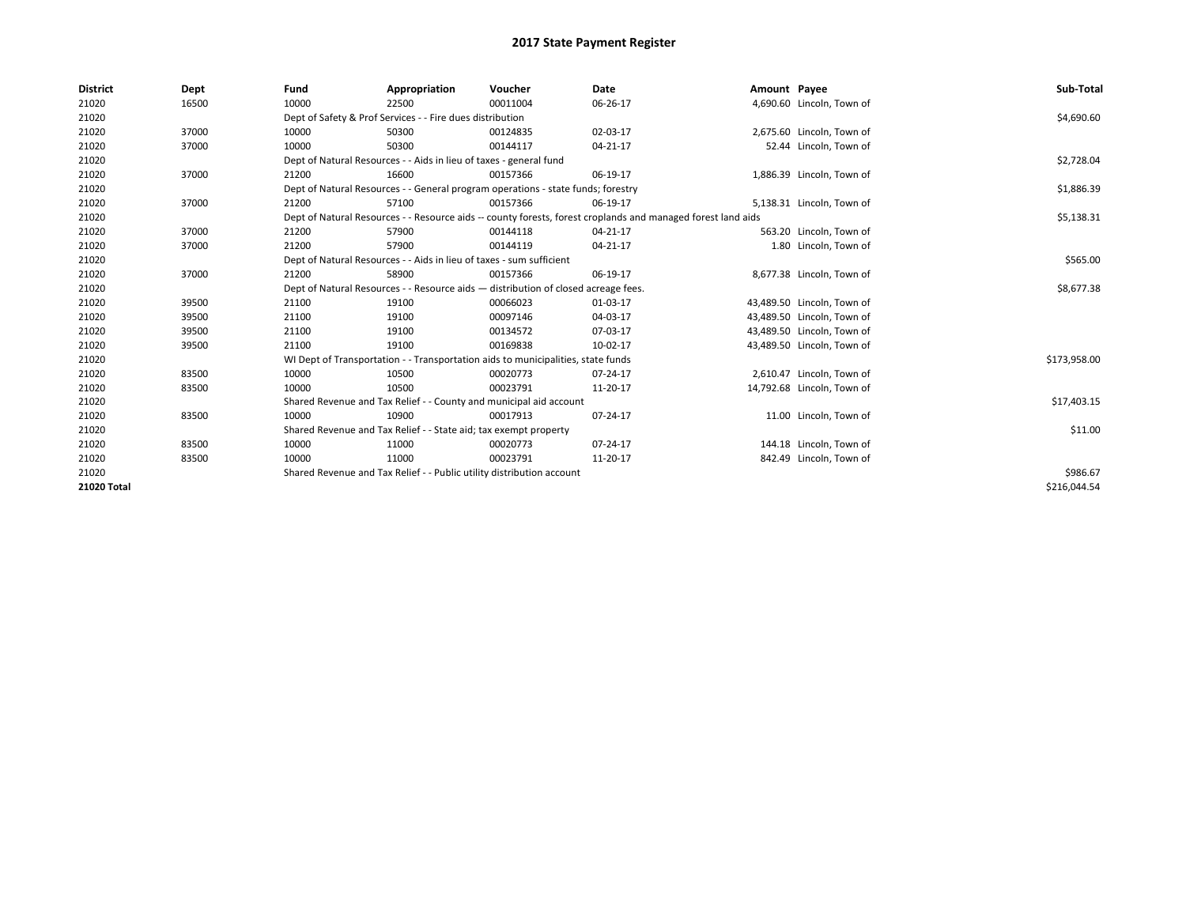# 2017 State Payment Register

| District | Dept | Fund | Appropriation | Voucher | Date | Amount | Payee | Sub-Total |
|---|---|---|---|---|---|---|---|---|
| 21020 | 16500 | 10000 | 22500 | 00011004 | 06-26-17 | 4,690.60 | Lincoln, Town of | |
| 21020 | | Dept of Safety & Prof Services - - Fire dues distribution | | | | | | $4,690.60 |
| 21020 | 37000 | 10000 | 50300 | 00124835 | 02-03-17 | 2,675.60 | Lincoln, Town of | |
| 21020 | 37000 | 10000 | 50300 | 00144117 | 04-21-17 | 52.44 | Lincoln, Town of | |
| 21020 | | Dept of Natural Resources - - Aids in lieu of taxes - general fund | | | | | | $2,728.04 |
| 21020 | 37000 | 21200 | 16600 | 00157366 | 06-19-17 | 1,886.39 | Lincoln, Town of | |
| 21020 | | Dept of Natural Resources - - General program operations - state funds; forestry | | | | | | $1,886.39 |
| 21020 | 37000 | 21200 | 57100 | 00157366 | 06-19-17 | 5,138.31 | Lincoln, Town of | |
| 21020 | | Dept of Natural Resources - - Resource aids -- county forests, forest croplands and managed forest land aids | | | | | | $5,138.31 |
| 21020 | 37000 | 21200 | 57900 | 00144118 | 04-21-17 | 563.20 | Lincoln, Town of | |
| 21020 | 37000 | 21200 | 57900 | 00144119 | 04-21-17 | 1.80 | Lincoln, Town of | |
| 21020 | | Dept of Natural Resources - - Aids in lieu of taxes - sum sufficient | | | | | | $565.00 |
| 21020 | 37000 | 21200 | 58900 | 00157366 | 06-19-17 | 8,677.38 | Lincoln, Town of | |
| 21020 | | Dept of Natural Resources - - Resource aids — distribution of closed acreage fees. | | | | | | $8,677.38 |
| 21020 | 39500 | 21100 | 19100 | 00066023 | 01-03-17 | 43,489.50 | Lincoln, Town of | |
| 21020 | 39500 | 21100 | 19100 | 00097146 | 04-03-17 | 43,489.50 | Lincoln, Town of | |
| 21020 | 39500 | 21100 | 19100 | 00134572 | 07-03-17 | 43,489.50 | Lincoln, Town of | |
| 21020 | 39500 | 21100 | 19100 | 00169838 | 10-02-17 | 43,489.50 | Lincoln, Town of | |
| 21020 | | WI Dept of Transportation - - Transportation aids to municipalities, state funds | | | | | | $173,958.00 |
| 21020 | 83500 | 10000 | 10500 | 00020773 | 07-24-17 | 2,610.47 | Lincoln, Town of | |
| 21020 | 83500 | 10000 | 10500 | 00023791 | 11-20-17 | 14,792.68 | Lincoln, Town of | |
| 21020 | | Shared Revenue and Tax Relief - - County and municipal aid account | | | | | | $17,403.15 |
| 21020 | 83500 | 10000 | 10900 | 00017913 | 07-24-17 | 11.00 | Lincoln, Town of | |
| 21020 | | Shared Revenue and Tax Relief - - State aid; tax exempt property | | | | | | $11.00 |
| 21020 | 83500 | 10000 | 11000 | 00020773 | 07-24-17 | 144.18 | Lincoln, Town of | |
| 21020 | 83500 | 10000 | 11000 | 00023791 | 11-20-17 | 842.49 | Lincoln, Town of | |
| 21020 | | Shared Revenue and Tax Relief - - Public utility distribution account | | | | | | $986.67 |
| **21020 Total** | | | | | | | | $216,044.54 |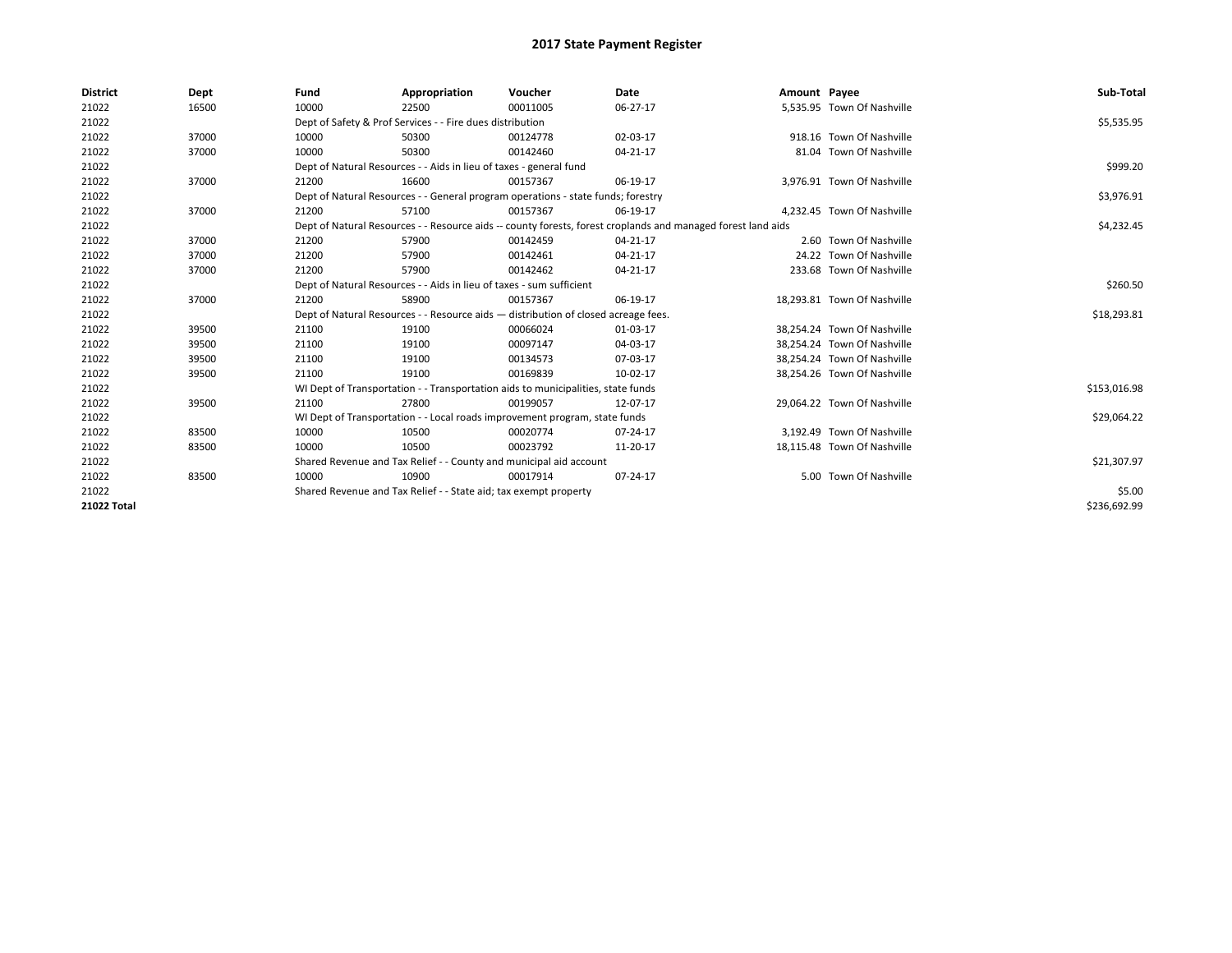# 2017 State Payment Register

| District | Dept | Fund | Appropriation | Voucher | Date | Amount | Payee | Sub-Total |
|---|---|---|---|---|---|---|---|---|
| 21022 | 16500 | 10000 | 22500 | 00011005 | 06-27-17 | 5,535.95 | Town Of Nashville | |
| 21022 | | Dept of Safety & Prof Services - - Fire dues distribution | | | | | | $5,535.95 |
| 21022 | 37000 | 10000 | 50300 | 00124778 | 02-03-17 | 918.16 | Town Of Nashville | |
| 21022 | 37000 | 10000 | 50300 | 00142460 | 04-21-17 | 81.04 | Town Of Nashville | |
| 21022 | | Dept of Natural Resources - - Aids in lieu of taxes - general fund | | | | | | $999.20 |
| 21022 | 37000 | 21200 | 16600 | 00157367 | 06-19-17 | 3,976.91 | Town Of Nashville | |
| 21022 | | Dept of Natural Resources - - General program operations - state funds; forestry | | | | | | $3,976.91 |
| 21022 | 37000 | 21200 | 57100 | 00157367 | 06-19-17 | 4,232.45 | Town Of Nashville | |
| 21022 | | Dept of Natural Resources - - Resource aids -- county forests, forest croplands and managed forest land aids | | | | | | $4,232.45 |
| 21022 | 37000 | 21200 | 57900 | 00142459 | 04-21-17 | 2.60 | Town Of Nashville | |
| 21022 | 37000 | 21200 | 57900 | 00142461 | 04-21-17 | 24.22 | Town Of Nashville | |
| 21022 | 37000 | 21200 | 57900 | 00142462 | 04-21-17 | 233.68 | Town Of Nashville | |
| 21022 | | Dept of Natural Resources - - Aids in lieu of taxes - sum sufficient | | | | | | $260.50 |
| 21022 | 37000 | 21200 | 58900 | 00157367 | 06-19-17 | 18,293.81 | Town Of Nashville | |
| 21022 | | Dept of Natural Resources - - Resource aids — distribution of closed acreage fees. | | | | | | $18,293.81 |
| 21022 | 39500 | 21100 | 19100 | 00066024 | 01-03-17 | 38,254.24 | Town Of Nashville | |
| 21022 | 39500 | 21100 | 19100 | 00097147 | 04-03-17 | 38,254.24 | Town Of Nashville | |
| 21022 | 39500 | 21100 | 19100 | 00134573 | 07-03-17 | 38,254.24 | Town Of Nashville | |
| 21022 | 39500 | 21100 | 19100 | 00169839 | 10-02-17 | 38,254.26 | Town Of Nashville | |
| 21022 | | WI Dept of Transportation - - Transportation aids to municipalities, state funds | | | | | | $153,016.98 |
| 21022 | 39500 | 21100 | 27800 | 00199057 | 12-07-17 | 29,064.22 | Town Of Nashville | |
| 21022 | | WI Dept of Transportation - - Local roads improvement program, state funds | | | | | | $29,064.22 |
| 21022 | 83500 | 10000 | 10500 | 00020774 | 07-24-17 | 3,192.49 | Town Of Nashville | |
| 21022 | 83500 | 10000 | 10500 | 00023792 | 11-20-17 | 18,115.48 | Town Of Nashville | |
| 21022 | | Shared Revenue and Tax Relief - - County and municipal aid account | | | | | | $21,307.97 |
| 21022 | 83500 | 10000 | 10900 | 00017914 | 07-24-17 | 5.00 | Town Of Nashville | |
| 21022 | | Shared Revenue and Tax Relief - - State aid; tax exempt property | | | | | | $5.00 |
| **21022 Total** | | | | | | | | $236,692.99 |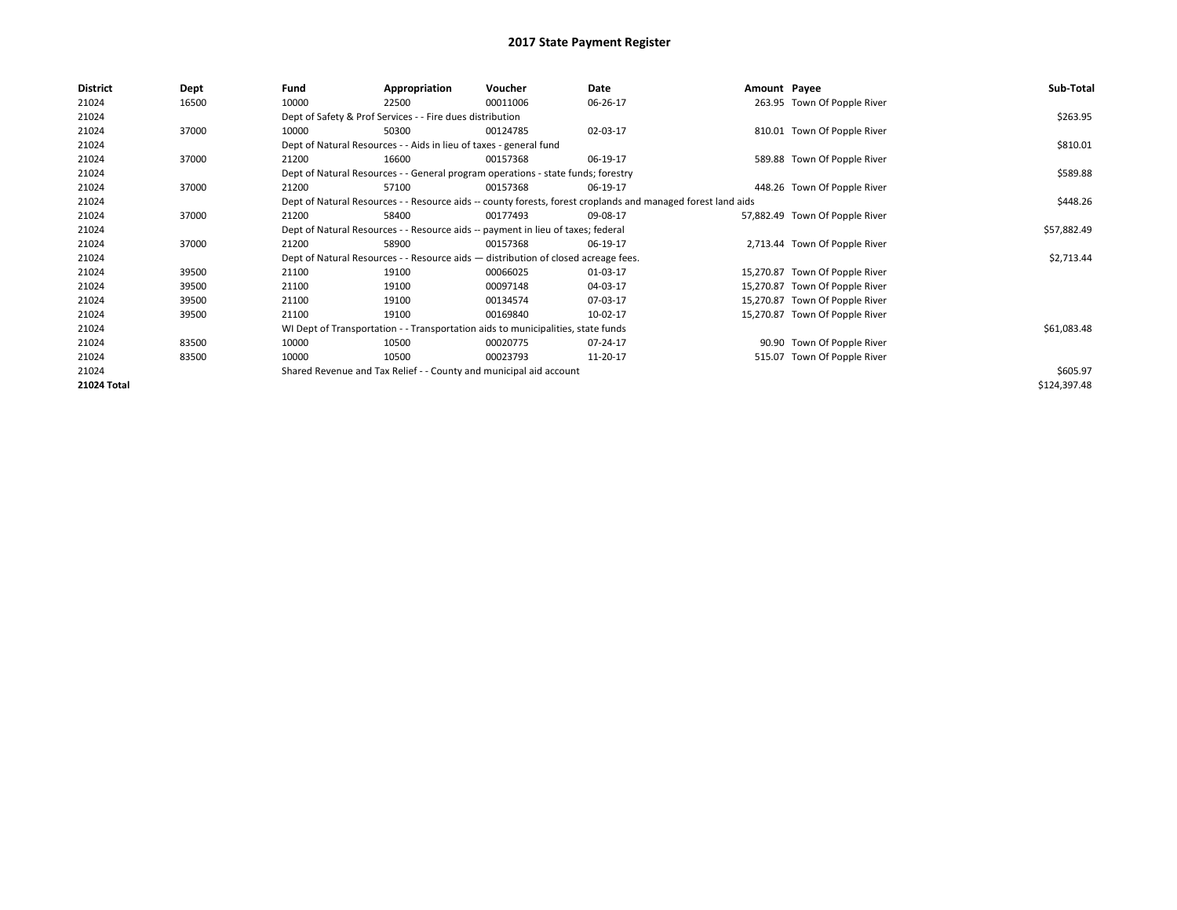# 2017 State Payment Register

| District | Dept | Fund | Appropriation | Voucher | Date | Amount | Payee | Sub-Total |
|---|---|---|---|---|---|---|---|---|
| 21024 | 16500 | 10000 | 22500 | 00011006 | 06-26-17 | 263.95 | Town Of Popple River | |
| 21024 | | Dept of Safety & Prof Services - - Fire dues distribution | | | | | | $263.95 |
| 21024 | 37000 | 10000 | 50300 | 00124785 | 02-03-17 | 810.01 | Town Of Popple River | |
| 21024 | | Dept of Natural Resources - - Aids in lieu of taxes - general fund | | | | | | $810.01 |
| 21024 | 37000 | 21200 | 16600 | 00157368 | 06-19-17 | 589.88 | Town Of Popple River | |
| 21024 | | Dept of Natural Resources - - General program operations - state funds; forestry | | | | | | $589.88 |
| 21024 | 37000 | 21200 | 57100 | 00157368 | 06-19-17 | 448.26 | Town Of Popple River | |
| 21024 | | Dept of Natural Resources - - Resource aids -- county forests, forest croplands and managed forest land aids | | | | | | $448.26 |
| 21024 | 37000 | 21200 | 58400 | 00177493 | 09-08-17 | 57,882.49 | Town Of Popple River | |
| 21024 | | Dept of Natural Resources - - Resource aids -- payment in lieu of taxes; federal | | | | | | $57,882.49 |
| 21024 | 37000 | 21200 | 58900 | 00157368 | 06-19-17 | 2,713.44 | Town Of Popple River | |
| 21024 | | Dept of Natural Resources - - Resource aids — distribution of closed acreage fees. | | | | | | $2,713.44 |
| 21024 | 39500 | 21100 | 19100 | 00066025 | 01-03-17 | 15,270.87 | Town Of Popple River | |
| 21024 | 39500 | 21100 | 19100 | 00097148 | 04-03-17 | 15,270.87 | Town Of Popple River | |
| 21024 | 39500 | 21100 | 19100 | 00134574 | 07-03-17 | 15,270.87 | Town Of Popple River | |
| 21024 | 39500 | 21100 | 19100 | 00169840 | 10-02-17 | 15,270.87 | Town Of Popple River | |
| 21024 | | WI Dept of Transportation - - Transportation aids to municipalities, state funds | | | | | | $61,083.48 |
| 21024 | 83500 | 10000 | 10500 | 00020775 | 07-24-17 | 90.90 | Town Of Popple River | |
| 21024 | 83500 | 10000 | 10500 | 00023793 | 11-20-17 | 515.07 | Town Of Popple River | |
| 21024 | | Shared Revenue and Tax Relief - - County and municipal aid account | | | | | | $605.97 |
| **21024 Total** | | | | | | | | $124,397.48 |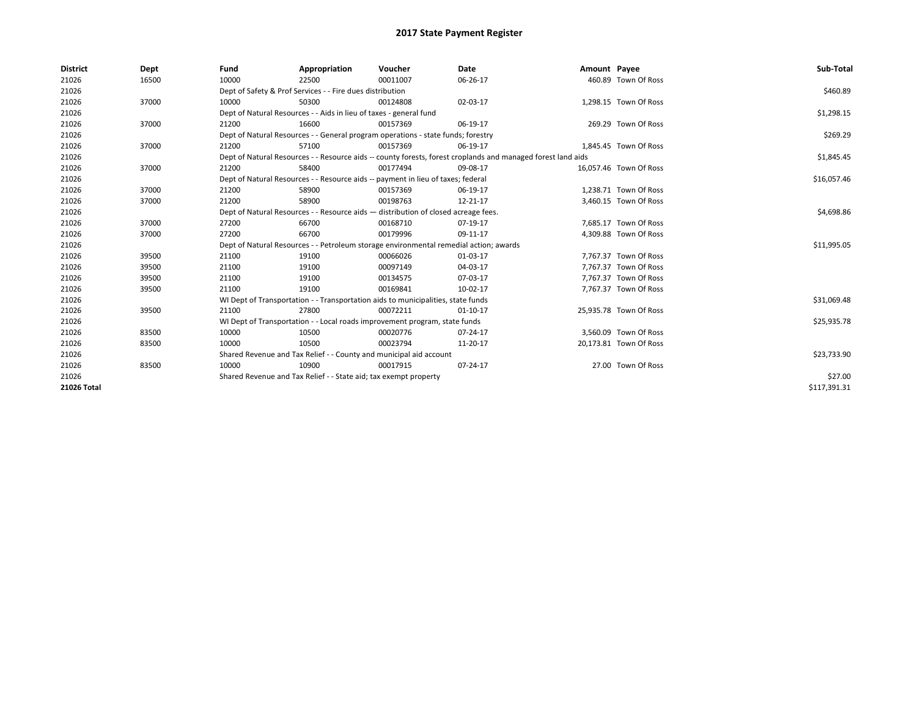# 2017 State Payment Register

| District | Dept | Fund | Appropriation | Voucher | Date | Amount | Payee | Sub-Total |
|---|---|---|---|---|---|---|---|---|
| 21026 | 16500 | 10000 | 22500 | 00011007 | 06-26-17 | 460.89 | Town Of Ross | |
| 21026 | | Dept of Safety & Prof Services - - Fire dues distribution | | | | | | $460.89 |
| 21026 | 37000 | 10000 | 50300 | 00124808 | 02-03-17 | 1,298.15 | Town Of Ross | |
| 21026 | | Dept of Natural Resources - - Aids in lieu of taxes - general fund | | | | | | $1,298.15 |
| 21026 | 37000 | 21200 | 16600 | 00157369 | 06-19-17 | 269.29 | Town Of Ross | |
| 21026 | | Dept of Natural Resources - - General program operations - state funds; forestry | | | | | | $269.29 |
| 21026 | 37000 | 21200 | 57100 | 00157369 | 06-19-17 | 1,845.45 | Town Of Ross | |
| 21026 | | Dept of Natural Resources - - Resource aids -- county forests, forest croplands and managed forest land aids | | | | | | $1,845.45 |
| 21026 | 37000 | 21200 | 58400 | 00177494 | 09-08-17 | 16,057.46 | Town Of Ross | |
| 21026 | | Dept of Natural Resources - - Resource aids -- payment in lieu of taxes; federal | | | | | | $16,057.46 |
| 21026 | 37000 | 21200 | 58900 | 00157369 | 06-19-17 | 1,238.71 | Town Of Ross | |
| 21026 | 37000 | 21200 | 58900 | 00198763 | 12-21-17 | 3,460.15 | Town Of Ross | |
| 21026 | | Dept of Natural Resources - - Resource aids — distribution of closed acreage fees. | | | | | | $4,698.86 |
| 21026 | 37000 | 27200 | 66700 | 00168710 | 07-19-17 | 7,685.17 | Town Of Ross | |
| 21026 | 37000 | 27200 | 66700 | 00179996 | 09-11-17 | 4,309.88 | Town Of Ross | |
| 21026 | | Dept of Natural Resources - - Petroleum storage environmental remedial action; awards | | | | | | $11,995.05 |
| 21026 | 39500 | 21100 | 19100 | 00066026 | 01-03-17 | 7,767.37 | Town Of Ross | |
| 21026 | 39500 | 21100 | 19100 | 00097149 | 04-03-17 | 7,767.37 | Town Of Ross | |
| 21026 | 39500 | 21100 | 19100 | 00134575 | 07-03-17 | 7,767.37 | Town Of Ross | |
| 21026 | 39500 | 21100 | 19100 | 00169841 | 10-02-17 | 7,767.37 | Town Of Ross | |
| 21026 | | WI Dept of Transportation - - Transportation aids to municipalities, state funds | | | | | | $31,069.48 |
| 21026 | 39500 | 21100 | 27800 | 00072211 | 01-10-17 | 25,935.78 | Town Of Ross | |
| 21026 | | WI Dept of Transportation - - Local roads improvement program, state funds | | | | | | $25,935.78 |
| 21026 | 83500 | 10000 | 10500 | 00020776 | 07-24-17 | 3,560.09 | Town Of Ross | |
| 21026 | 83500 | 10000 | 10500 | 00023794 | 11-20-17 | 20,173.81 | Town Of Ross | |
| 21026 | | Shared Revenue and Tax Relief - - County and municipal aid account | | | | | | $23,733.90 |
| 21026 | 83500 | 10000 | 10900 | 00017915 | 07-24-17 | 27.00 | Town Of Ross | |
| 21026 | | Shared Revenue and Tax Relief - - State aid; tax exempt property | | | | | | $27.00 |
| **21026 Total** | | | | | | | | $117,391.31 |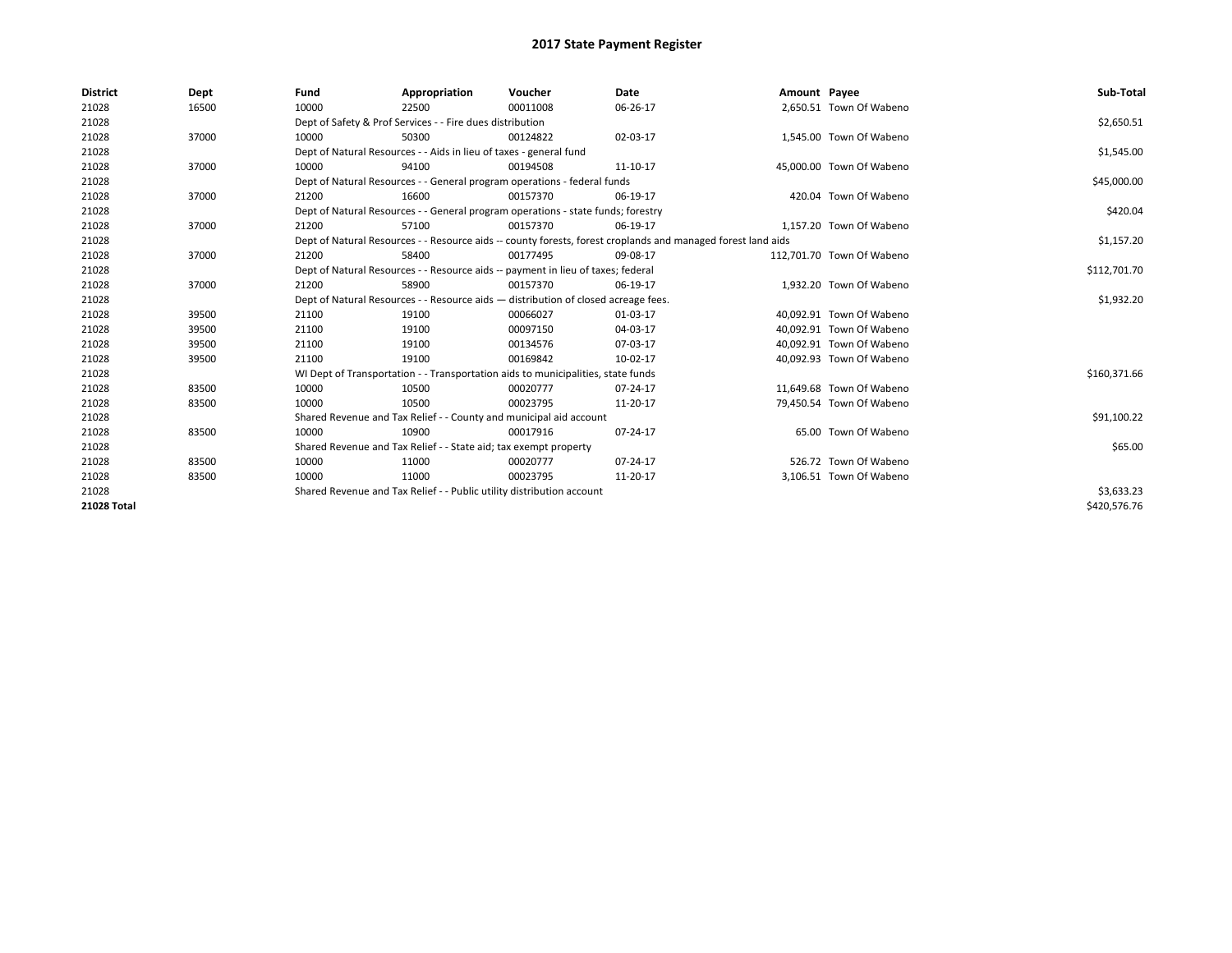# 2017 State Payment Register

| District | Dept | Fund | Appropriation | Voucher | Date | Amount | Payee | Sub-Total |
|---|---|---|---|---|---|---|---|---|
| 21028 | 16500 | 10000 | 22500 | 00011008 | 06-26-17 | 2,650.51 | Town Of Wabeno | |
| 21028 | | Dept of Safety & Prof Services - - Fire dues distribution | | | | | | $2,650.51 |
| 21028 | 37000 | 10000 | 50300 | 00124822 | 02-03-17 | 1,545.00 | Town Of Wabeno | |
| 21028 | | Dept of Natural Resources - - Aids in lieu of taxes - general fund | | | | | | $1,545.00 |
| 21028 | 37000 | 10000 | 94100 | 00194508 | 11-10-17 | 45,000.00 | Town Of Wabeno | |
| 21028 | | Dept of Natural Resources - - General program operations - federal funds | | | | | | $45,000.00 |
| 21028 | 37000 | 21200 | 16600 | 00157370 | 06-19-17 | 420.04 | Town Of Wabeno | |
| 21028 | | Dept of Natural Resources - - General program operations - state funds; forestry | | | | | | $420.04 |
| 21028 | 37000 | 21200 | 57100 | 00157370 | 06-19-17 | 1,157.20 | Town Of Wabeno | |
| 21028 | | Dept of Natural Resources - - Resource aids -- county forests, forest croplands and managed forest land aids | | | | | | $1,157.20 |
| 21028 | 37000 | 21200 | 58400 | 00177495 | 09-08-17 | 112,701.70 | Town Of Wabeno | |
| 21028 | | Dept of Natural Resources - - Resource aids -- payment in lieu of taxes; federal | | | | | | $112,701.70 |
| 21028 | 37000 | 21200 | 58900 | 00157370 | 06-19-17 | 1,932.20 | Town Of Wabeno | |
| 21028 | | Dept of Natural Resources - - Resource aids — distribution of closed acreage fees. | | | | | | $1,932.20 |
| 21028 | 39500 | 21100 | 19100 | 00066027 | 01-03-17 | 40,092.91 | Town Of Wabeno | |
| 21028 | 39500 | 21100 | 19100 | 00097150 | 04-03-17 | 40,092.91 | Town Of Wabeno | |
| 21028 | 39500 | 21100 | 19100 | 00134576 | 07-03-17 | 40,092.91 | Town Of Wabeno | |
| 21028 | 39500 | 21100 | 19100 | 00169842 | 10-02-17 | 40,092.93 | Town Of Wabeno | |
| 21028 | | WI Dept of Transportation - - Transportation aids to municipalities, state funds | | | | | | $160,371.66 |
| 21028 | 83500 | 10000 | 10500 | 00020777 | 07-24-17 | 11,649.68 | Town Of Wabeno | |
| 21028 | 83500 | 10000 | 10500 | 00023795 | 11-20-17 | 79,450.54 | Town Of Wabeno | |
| 21028 | | Shared Revenue and Tax Relief - - County and municipal aid account | | | | | | $91,100.22 |
| 21028 | 83500 | 10000 | 10900 | 00017916 | 07-24-17 | 65.00 | Town Of Wabeno | |
| 21028 | | Shared Revenue and Tax Relief - - State aid; tax exempt property | | | | | | $65.00 |
| 21028 | 83500 | 10000 | 11000 | 00020777 | 07-24-17 | 526.72 | Town Of Wabeno | |
| 21028 | 83500 | 10000 | 11000 | 00023795 | 11-20-17 | 3,106.51 | Town Of Wabeno | |
| 21028 | | Shared Revenue and Tax Relief - - Public utility distribution account | | | | | | $3,633.23 |
| **21028 Total** | | | | | | | | $420,576.76 |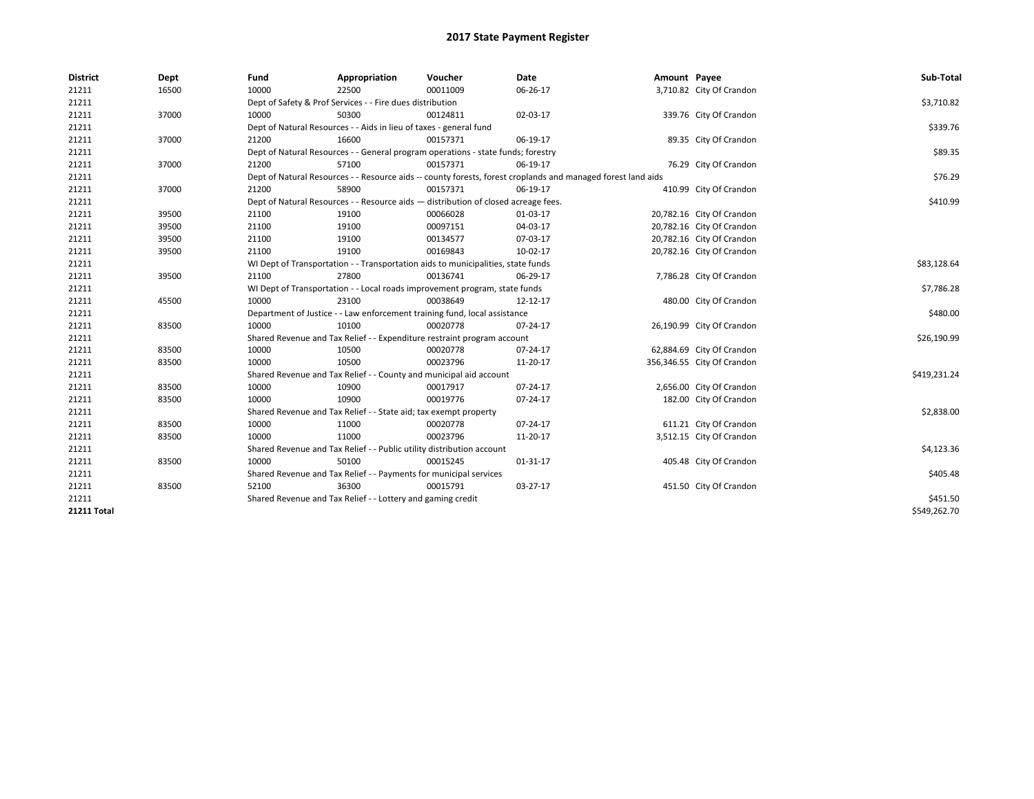# 2017 State Payment Register

| District | Dept | Fund | Appropriation | Voucher | Date | Amount | Payee | Sub-Total |
|---|---|---|---|---|---|---|---|---|
| 21211 | 16500 | 10000 | 22500 | 00011009 | 06-26-17 | 3,710.82 | City Of Crandon | |
| 21211 | | Dept of Safety & Prof Services - - Fire dues distribution | | | | | | $3,710.82 |
| 21211 | 37000 | 10000 | 50300 | 00124811 | 02-03-17 | 339.76 | City Of Crandon | |
| 21211 | | Dept of Natural Resources - - Aids in lieu of taxes - general fund | | | | | | $339.76 |
| 21211 | 37000 | 21200 | 16600 | 00157371 | 06-19-17 | 89.35 | City Of Crandon | |
| 21211 | | Dept of Natural Resources - - General program operations - state funds; forestry | | | | | | $89.35 |
| 21211 | 37000 | 21200 | 57100 | 00157371 | 06-19-17 | 76.29 | City Of Crandon | |
| 21211 | | Dept of Natural Resources - - Resource aids -- county forests, forest croplands and managed forest land aids | | | | | | $76.29 |
| 21211 | 37000 | 21200 | 58900 | 00157371 | 06-19-17 | 410.99 | City Of Crandon | |
| 21211 | | Dept of Natural Resources - - Resource aids — distribution of closed acreage fees. | | | | | | $410.99 |
| 21211 | 39500 | 21100 | 19100 | 00066028 | 01-03-17 | 20,782.16 | City Of Crandon | |
| 21211 | 39500 | 21100 | 19100 | 00097151 | 04-03-17 | 20,782.16 | City Of Crandon | |
| 21211 | 39500 | 21100 | 19100 | 00134577 | 07-03-17 | 20,782.16 | City Of Crandon | |
| 21211 | 39500 | 21100 | 19100 | 00169843 | 10-02-17 | 20,782.16 | City Of Crandon | |
| 21211 | | WI Dept of Transportation - - Transportation aids to municipalities, state funds | | | | | | $83,128.64 |
| 21211 | 39500 | 21100 | 27800 | 00136741 | 06-29-17 | 7,786.28 | City Of Crandon | |
| 21211 | | WI Dept of Transportation - - Local roads improvement program, state funds | | | | | | $7,786.28 |
| 21211 | 45500 | 10000 | 23100 | 00038649 | 12-12-17 | 480.00 | City Of Crandon | |
| 21211 | | Department of Justice - - Law enforcement training fund, local assistance | | | | | | $480.00 |
| 21211 | 83500 | 10000 | 10100 | 00020778 | 07-24-17 | 26,190.99 | City Of Crandon | |
| 21211 | | Shared Revenue and Tax Relief - - Expenditure restraint program account | | | | | | $26,190.99 |
| 21211 | 83500 | 10000 | 10500 | 00020778 | 07-24-17 | 62,884.69 | City Of Crandon | |
| 21211 | 83500 | 10000 | 10500 | 00023796 | 11-20-17 | 356,346.55 | City Of Crandon | |
| 21211 | | Shared Revenue and Tax Relief - - County and municipal aid account | | | | | | $419,231.24 |
| 21211 | 83500 | 10000 | 10900 | 00017917 | 07-24-17 | 2,656.00 | City Of Crandon | |
| 21211 | 83500 | 10000 | 10900 | 00019776 | 07-24-17 | 182.00 | City Of Crandon | |
| 21211 | | Shared Revenue and Tax Relief - - State aid; tax exempt property | | | | | | $2,838.00 |
| 21211 | 83500 | 10000 | 11000 | 00020778 | 07-24-17 | 611.21 | City Of Crandon | |
| 21211 | 83500 | 10000 | 11000 | 00023796 | 11-20-17 | 3,512.15 | City Of Crandon | |
| 21211 | | Shared Revenue and Tax Relief - - Public utility distribution account | | | | | | $4,123.36 |
| 21211 | 83500 | 10000 | 50100 | 00015245 | 01-31-17 | 405.48 | City Of Crandon | |
| 21211 | | Shared Revenue and Tax Relief - - Payments for municipal services | | | | | | $405.48 |
| 21211 | 83500 | 52100 | 36300 | 00015791 | 03-27-17 | 451.50 | City Of Crandon | |
| 21211 | | Shared Revenue and Tax Relief - - Lottery and gaming credit | | | | | | $451.50 |
| **21211 Total** | | | | | | | | $549,262.70 |